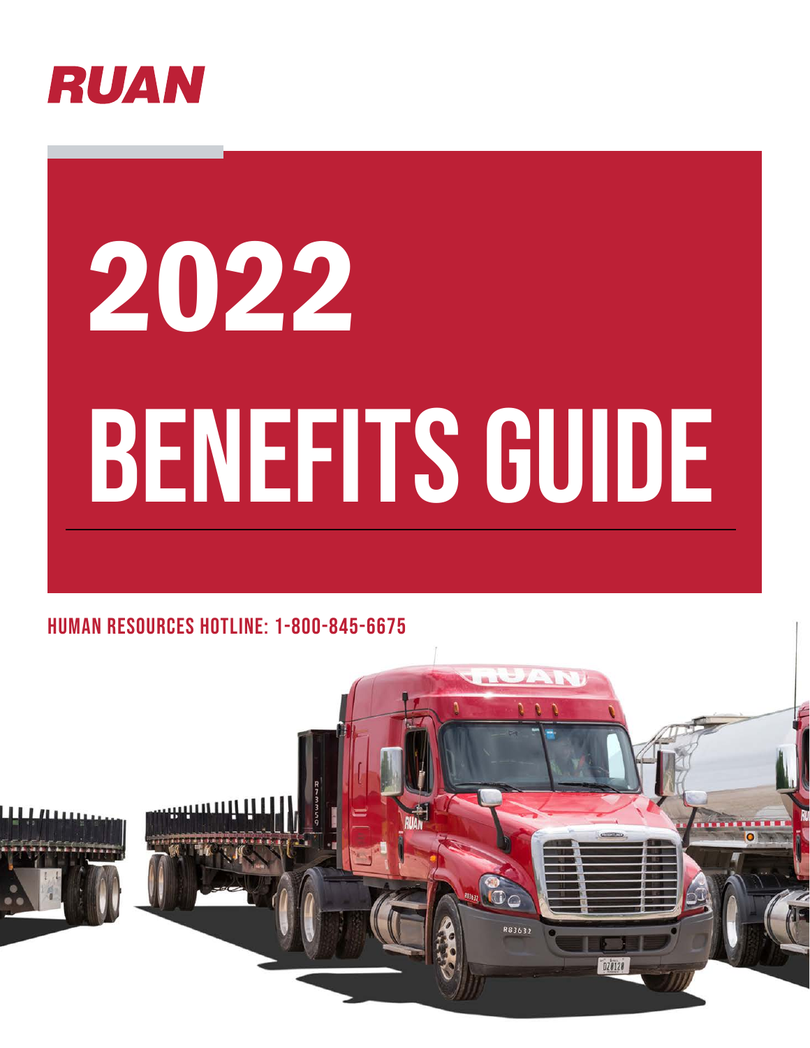RUAN

# 2022

# BENEFITS GUIDE

HUMAN RESOURCES HOTLINE: 1-800-845-6675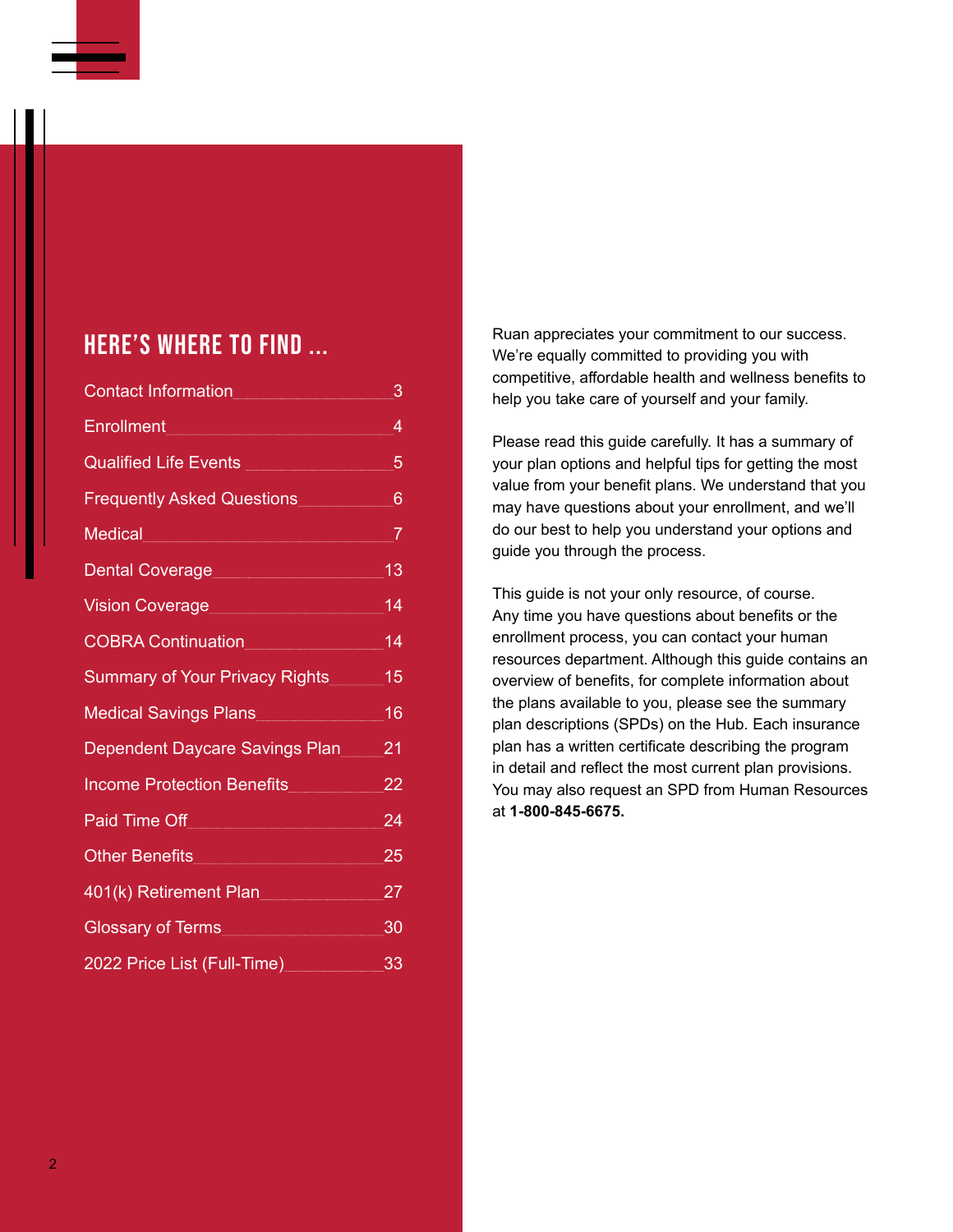## HERE'S WHERE TO FIND ...

| Section | Page |
| --- | --- |
| Contact Information | 3 |
| Enrollment | 4 |
| Qualified Life Events | 5 |
| Frequently Asked Questions | 6 |
| Medical | 7 |
| Dental Coverage | 13 |
| Vision Coverage | 14 |
| COBRA Continuation | 14 |
| Summary of Your Privacy Rights | 15 |
| Medical Savings Plans | 16 |
| Dependent Daycare Savings Plan | 21 |
| Income Protection Benefits | 22 |
| Paid Time Off | 24 |
| Other Benefits | 25 |
| 401(k) Retirement Plan | 27 |
| Glossary of Terms | 30 |
| 2022 Price List (Full-Time) | 33 |

Ruan appreciates your commitment to our success. We're equally committed to providing you with competitive, affordable health and wellness benefits to help you take care of yourself and your family.

Please read this guide carefully. It has a summary of your plan options and helpful tips for getting the most value from your benefit plans. We understand that you may have questions about your enrollment, and we'll do our best to help you understand your options and guide you through the process.

This guide is not your only resource, of course. Any time you have questions about benefits or the enrollment process, you can contact your human resources department. Although this guide contains an overview of benefits, for complete information about the plans available to you, please see the summary plan descriptions (SPDs) on the Hub. Each insurance plan has a written certificate describing the program in detail and reflect the most current plan provisions. You may also request an SPD from Human Resources at **1-800-845-6675.**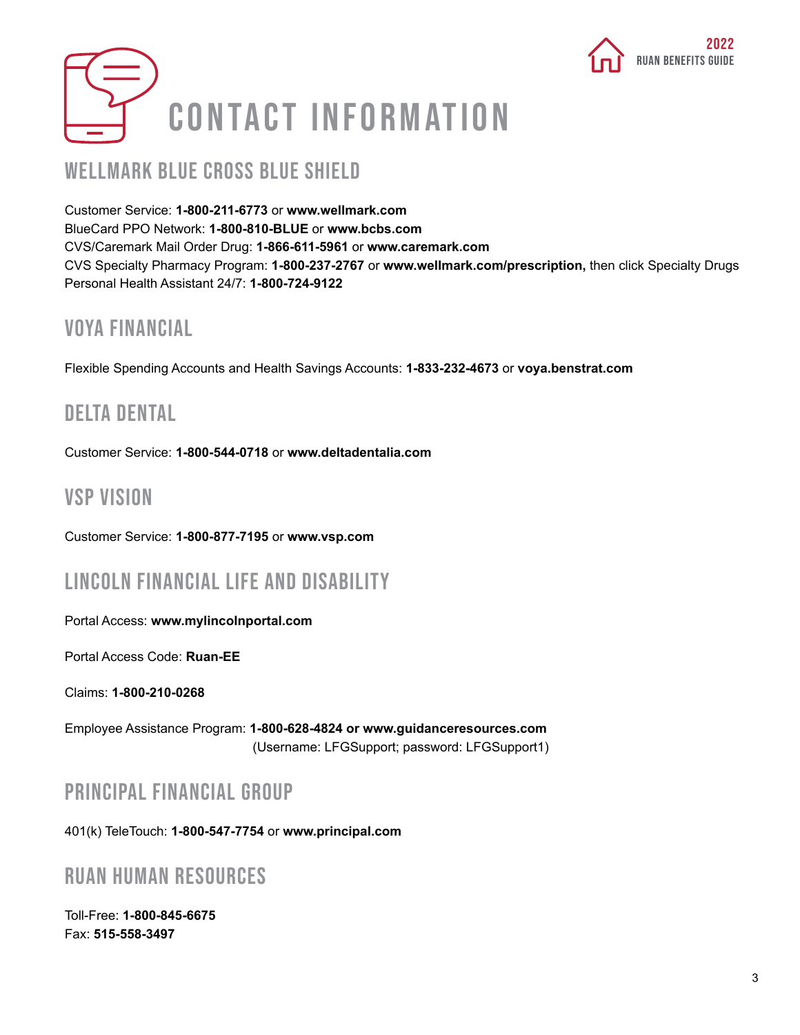# CONTACT INFORMATION

## WELLMARK BLUE CROSS BLUE SHIELD

Customer Service: **1-800-211-6773** or **www.wellmark.com**
BlueCard PPO Network: **1-800-810-BLUE** or **www.bcbs.com**
CVS/Caremark Mail Order Drug: **1-866-611-5961** or **www.caremark.com**
CVS Specialty Pharmacy Program: **1-800-237-2767** or **www.wellmark.com/prescription,** then click Specialty Drugs
Personal Health Assistant 24/7: **1-800-724-9122**

## VOYA FINANCIAL

Flexible Spending Accounts and Health Savings Accounts: **1-833-232-4673** or **voya.benstrat.com**

## DELTA DENTAL

Customer Service: **1-800-544-0718** or **www.deltadentalia.com**

## VSP VISION

Customer Service: **1-800-877-7195** or **www.vsp.com**

## LINCOLN FINANCIAL LIFE AND DISABILITY

Portal Access: **www.mylincolnportal.com**

Portal Access Code: **Ruan-EE**

Claims: **1-800-210-0268**

Employee Assistance Program: **1-800-628-4824 or www.guidanceresources.com**
(Username: LFGSupport; password: LFGSupport1)

## PRINCIPAL FINANCIAL GROUP

401(k) TeleTouch: **1-800-547-7754** or **www.principal.com**

## RUAN HUMAN RESOURCES

Toll-Free: **1-800-845-6675**
Fax: **515-558-3497**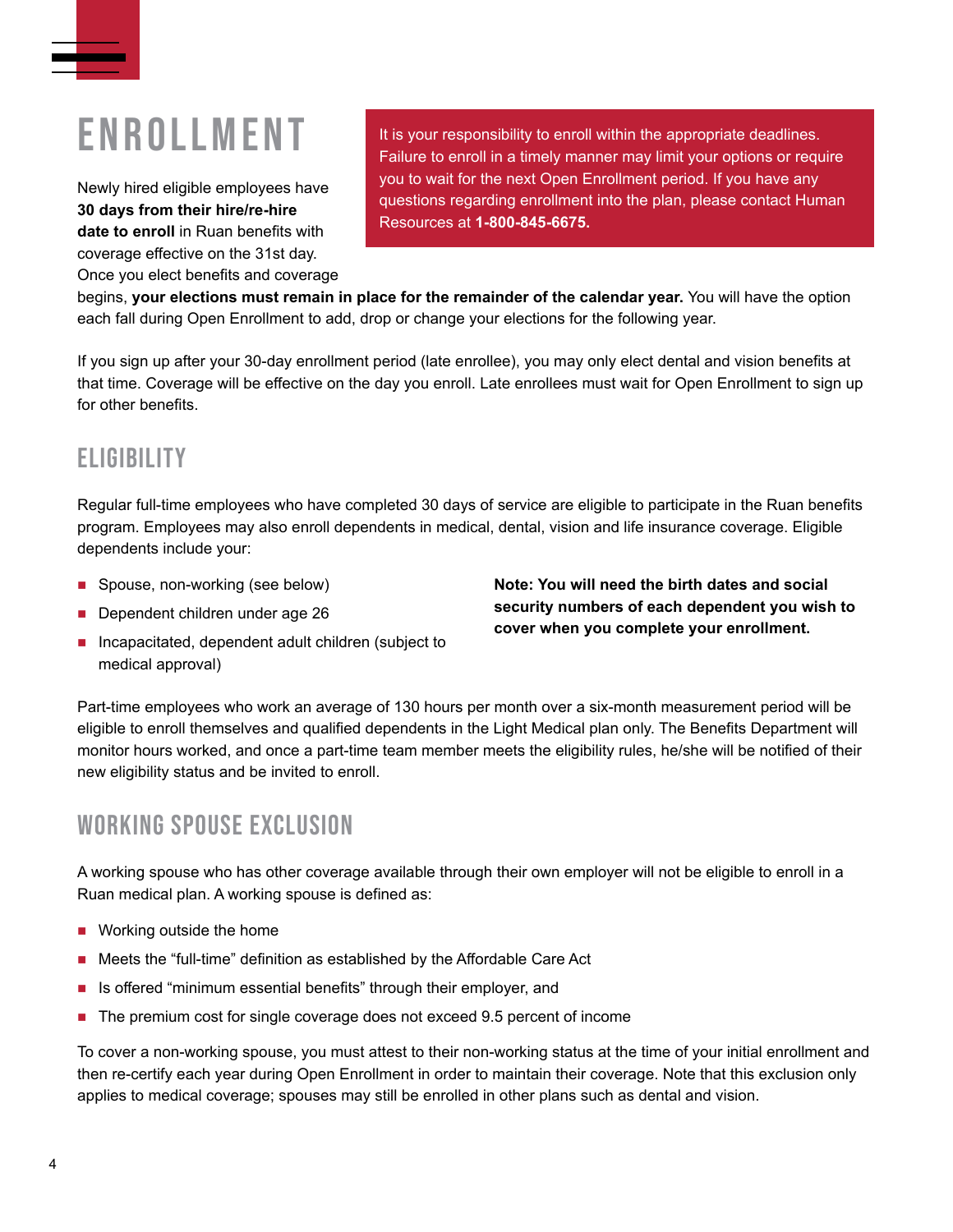# ENROLLMENT

Newly hired eligible employees have **30 days from their hire/re-hire date to enroll** in Ruan benefits with coverage effective on the 31st day. Once you elect benefits and coverage begins, **your elections must remain in place for the remainder of the calendar year.** You will have the option each fall during Open Enrollment to add, drop or change your elections for the following year.

It is your responsibility to enroll within the appropriate deadlines. Failure to enroll in a timely manner may limit your options or require you to wait for the next Open Enrollment period. If you have any questions regarding enrollment into the plan, please contact Human Resources at **1-800-845-6675.**

If you sign up after your 30-day enrollment period (late enrollee), you may only elect dental and vision benefits at that time. Coverage will be effective on the day you enroll. Late enrollees must wait for Open Enrollment to sign up for other benefits.

## ELIGIBILITY

Regular full-time employees who have completed 30 days of service are eligible to participate in the Ruan benefits program. Employees may also enroll dependents in medical, dental, vision and life insurance coverage. Eligible dependents include your:

- Spouse, non-working (see below)
- Dependent children under age 26
- Incapacitated, dependent adult children (subject to medical approval)

**Note: You will need the birth dates and social security numbers of each dependent you wish to cover when you complete your enrollment.**

Part-time employees who work an average of 130 hours per month over a six-month measurement period will be eligible to enroll themselves and qualified dependents in the Light Medical plan only. The Benefits Department will monitor hours worked, and once a part-time team member meets the eligibility rules, he/she will be notified of their new eligibility status and be invited to enroll.

## WORKING SPOUSE EXCLUSION

A working spouse who has other coverage available through their own employer will not be eligible to enroll in a Ruan medical plan. A working spouse is defined as:

- Working outside the home
- Meets the "full-time" definition as established by the Affordable Care Act
- Is offered "minimum essential benefits" through their employer, and
- The premium cost for single coverage does not exceed 9.5 percent of income

To cover a non-working spouse, you must attest to their non-working status at the time of your initial enrollment and then re-certify each year during Open Enrollment in order to maintain their coverage. Note that this exclusion only applies to medical coverage; spouses may still be enrolled in other plans such as dental and vision.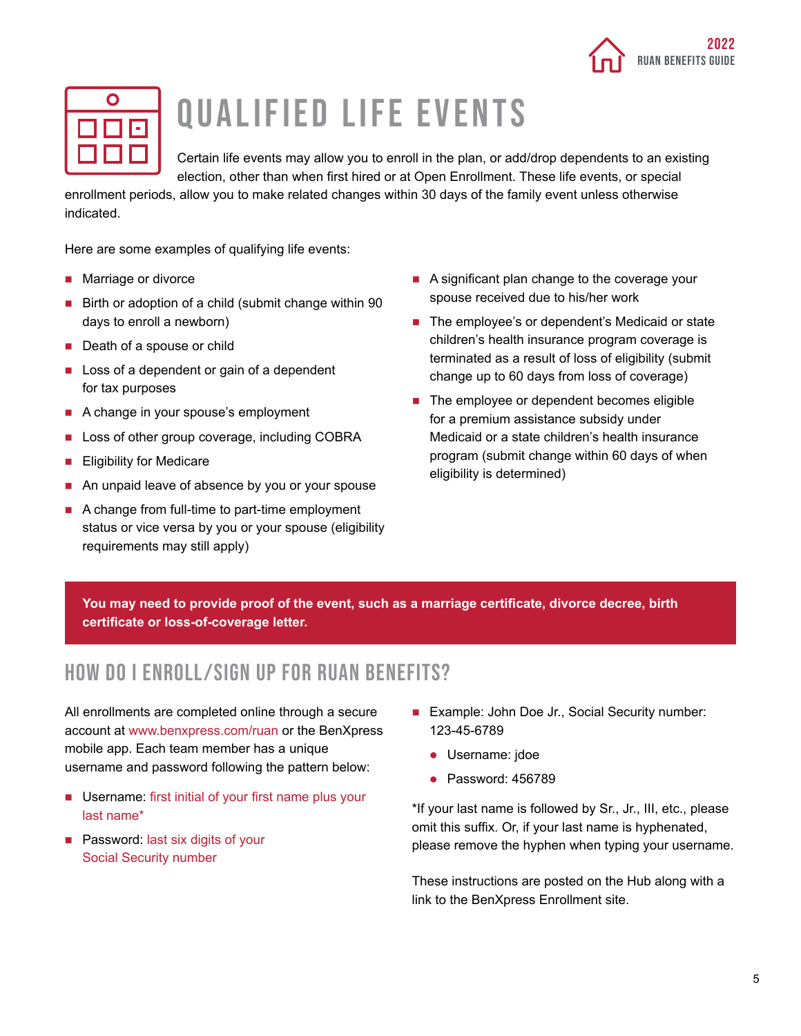# QUALIFIED LIFE EVENTS

Certain life events may allow you to enroll in the plan, or add/drop dependents to an existing election, other than when first hired or at Open Enrollment. These life events, or special enrollment periods, allow you to make related changes within 30 days of the family event unless otherwise indicated.

Here are some examples of qualifying life events:

- Marriage or divorce
- Birth or adoption of a child (submit change within 90 days to enroll a newborn)
- Death of a spouse or child
- Loss of a dependent or gain of a dependent for tax purposes
- A change in your spouse's employment
- Loss of other group coverage, including COBRA
- Eligibility for Medicare
- An unpaid leave of absence by you or your spouse
- A change from full-time to part-time employment status or vice versa by you or your spouse (eligibility requirements may still apply)
- A significant plan change to the coverage your spouse received due to his/her work
- The employee's or dependent's Medicaid or state children's health insurance program coverage is terminated as a result of loss of eligibility (submit change up to 60 days from loss of coverage)
- The employee or dependent becomes eligible for a premium assistance subsidy under Medicaid or a state children's health insurance program (submit change within 60 days of when eligibility is determined)

**You may need to provide proof of the event, such as a marriage certificate, divorce decree, birth certificate or loss-of-coverage letter.**

## HOW DO I ENROLL/SIGN UP FOR RUAN BENEFITS?

All enrollments are completed online through a secure account at www.benxpress.com/ruan or the BenXpress mobile app. Each team member has a unique username and password following the pattern below:

- Username: first initial of your first name plus your last name*
- Password: last six digits of your Social Security number
- Example: John Doe Jr., Social Security number: 123-45-6789
  - Username: jdoe
  - Password: 456789

*If your last name is followed by Sr., Jr., III, etc., please omit this suffix. Or, if your last name is hyphenated, please remove the hyphen when typing your username.

These instructions are posted on the Hub along with a link to the BenXpress Enrollment site.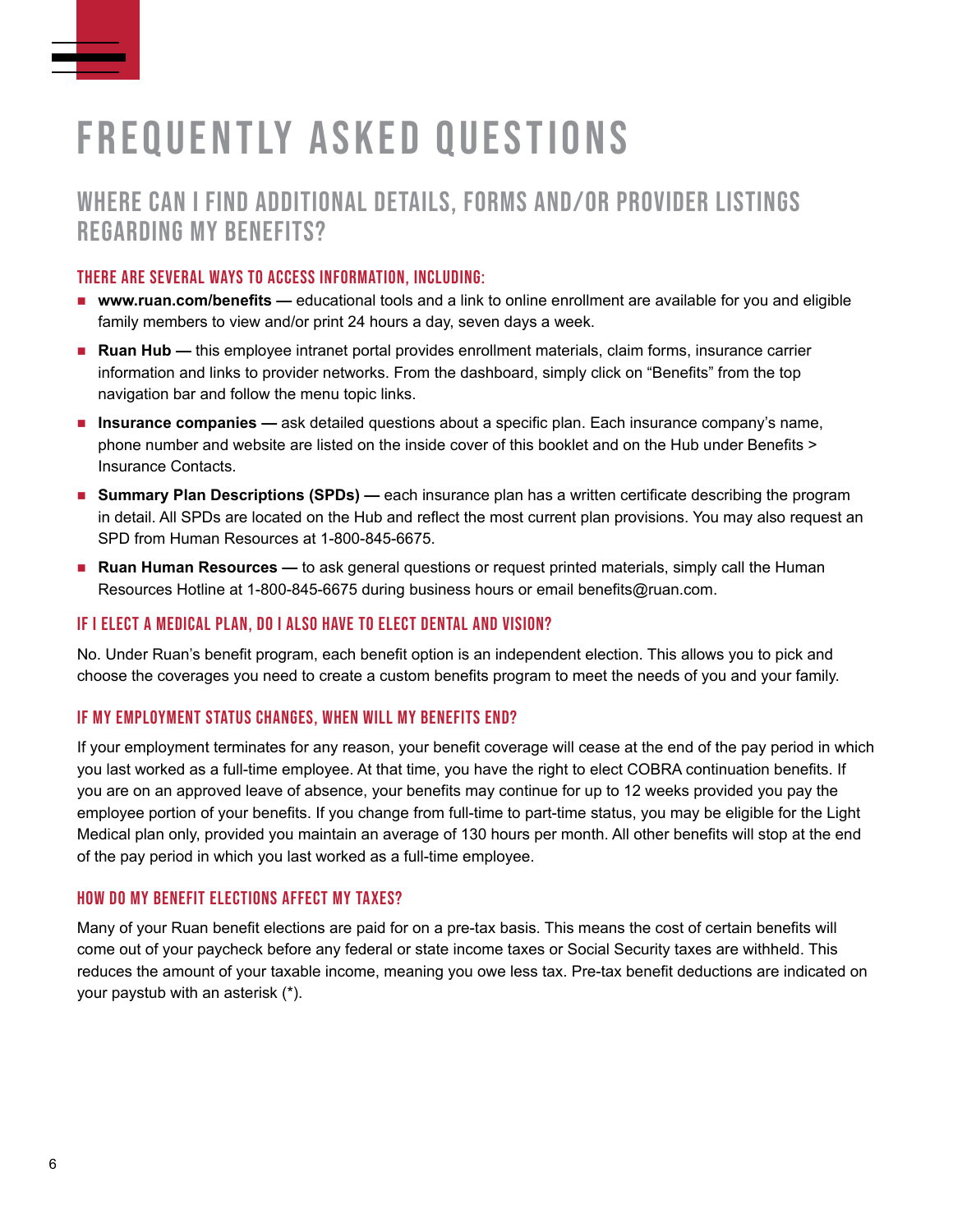# FREQUENTLY ASKED QUESTIONS

## WHERE CAN I FIND ADDITIONAL DETAILS, FORMS AND/OR PROVIDER LISTINGS REGARDING MY BENEFITS?

### THERE ARE SEVERAL WAYS TO ACCESS INFORMATION, INCLUDING:

- **www.ruan.com/benefits —** educational tools and a link to online enrollment are available for you and eligible family members to view and/or print 24 hours a day, seven days a week.
- **Ruan Hub —** this employee intranet portal provides enrollment materials, claim forms, insurance carrier information and links to provider networks. From the dashboard, simply click on "Benefits" from the top navigation bar and follow the menu topic links.
- **Insurance companies —** ask detailed questions about a specific plan. Each insurance company's name, phone number and website are listed on the inside cover of this booklet and on the Hub under Benefits > Insurance Contacts.
- **Summary Plan Descriptions (SPDs) —** each insurance plan has a written certificate describing the program in detail. All SPDs are located on the Hub and reflect the most current plan provisions. You may also request an SPD from Human Resources at 1-800-845-6675.
- **Ruan Human Resources —** to ask general questions or request printed materials, simply call the Human Resources Hotline at 1-800-845-6675 during business hours or email benefits@ruan.com.

### IF I ELECT A MEDICAL PLAN, DO I ALSO HAVE TO ELECT DENTAL AND VISION?

No. Under Ruan's benefit program, each benefit option is an independent election. This allows you to pick and choose the coverages you need to create a custom benefits program to meet the needs of you and your family.

### IF MY EMPLOYMENT STATUS CHANGES, WHEN WILL MY BENEFITS END?

If your employment terminates for any reason, your benefit coverage will cease at the end of the pay period in which you last worked as a full-time employee. At that time, you have the right to elect COBRA continuation benefits. If you are on an approved leave of absence, your benefits may continue for up to 12 weeks provided you pay the employee portion of your benefits. If you change from full-time to part-time status, you may be eligible for the Light Medical plan only, provided you maintain an average of 130 hours per month. All other benefits will stop at the end of the pay period in which you last worked as a full-time employee.

### HOW DO MY BENEFIT ELECTIONS AFFECT MY TAXES?

Many of your Ruan benefit elections are paid for on a pre-tax basis. This means the cost of certain benefits will come out of your paycheck before any federal or state income taxes or Social Security taxes are withheld. This reduces the amount of your taxable income, meaning you owe less tax. Pre-tax benefit deductions are indicated on your paystub with an asterisk (*).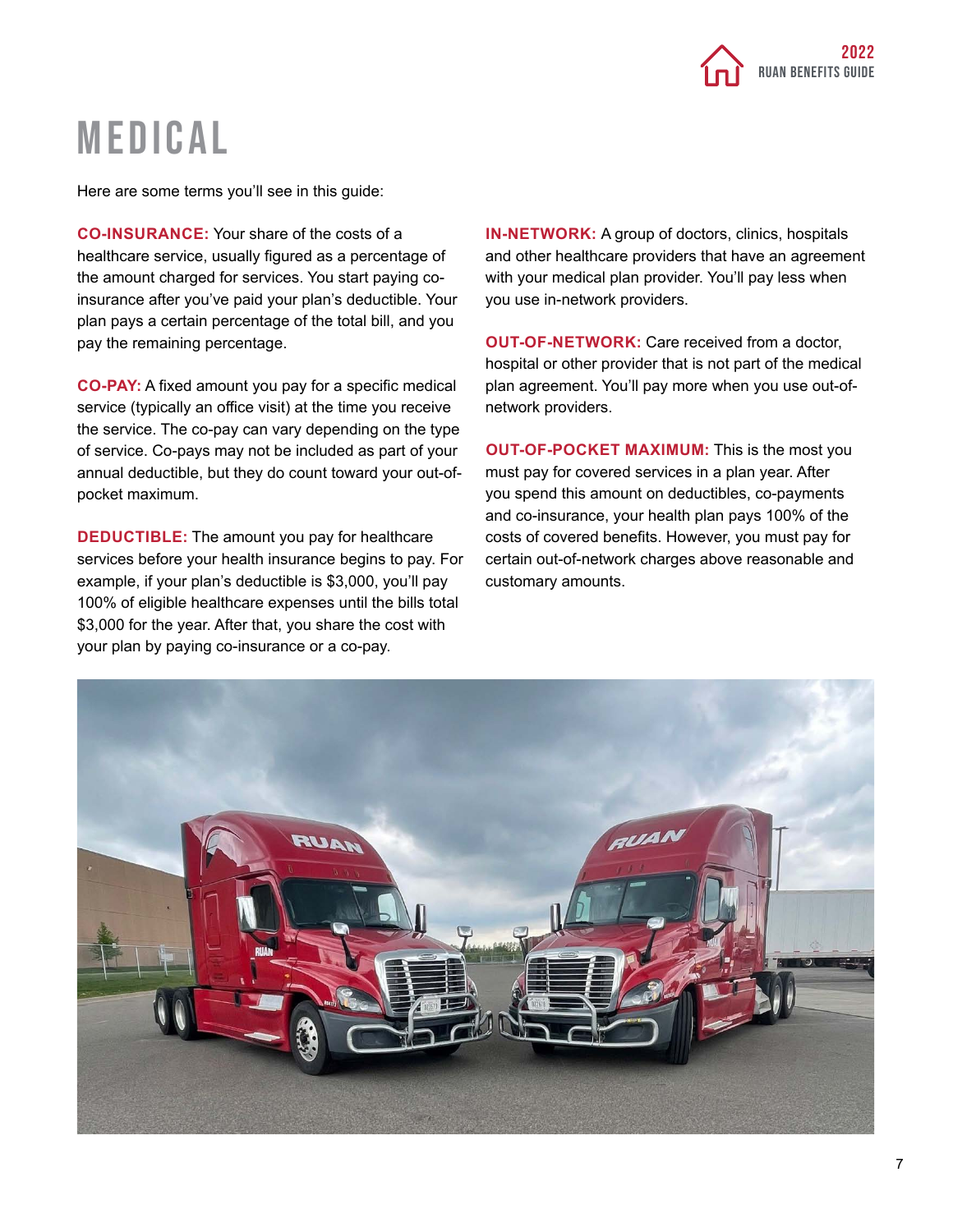# MEDICAL

Here are some terms you'll see in this guide:

**CO-INSURANCE:** Your share of the costs of a healthcare service, usually figured as a percentage of the amount charged for services. You start paying co-insurance after you've paid your plan's deductible. Your plan pays a certain percentage of the total bill, and you pay the remaining percentage.

**CO-PAY:** A fixed amount you pay for a specific medical service (typically an office visit) at the time you receive the service. The co-pay can vary depending on the type of service. Co-pays may not be included as part of your annual deductible, but they do count toward your out-of-pocket maximum.

**DEDUCTIBLE:** The amount you pay for healthcare services before your health insurance begins to pay. For example, if your plan's deductible is $3,000, you'll pay 100% of eligible healthcare expenses until the bills total $3,000 for the year. After that, you share the cost with your plan by paying co-insurance or a co-pay.

**IN-NETWORK:** A group of doctors, clinics, hospitals and other healthcare providers that have an agreement with your medical plan provider. You'll pay less when you use in-network providers.

**OUT-OF-NETWORK:** Care received from a doctor, hospital or other provider that is not part of the medical plan agreement. You'll pay more when you use out-of-network providers.

**OUT-OF-POCKET MAXIMUM:** This is the most you must pay for covered services in a plan year. After you spend this amount on deductibles, co-payments and co-insurance, your health plan pays 100% of the costs of covered benefits. However, you must pay for certain out-of-network charges above reasonable and customary amounts.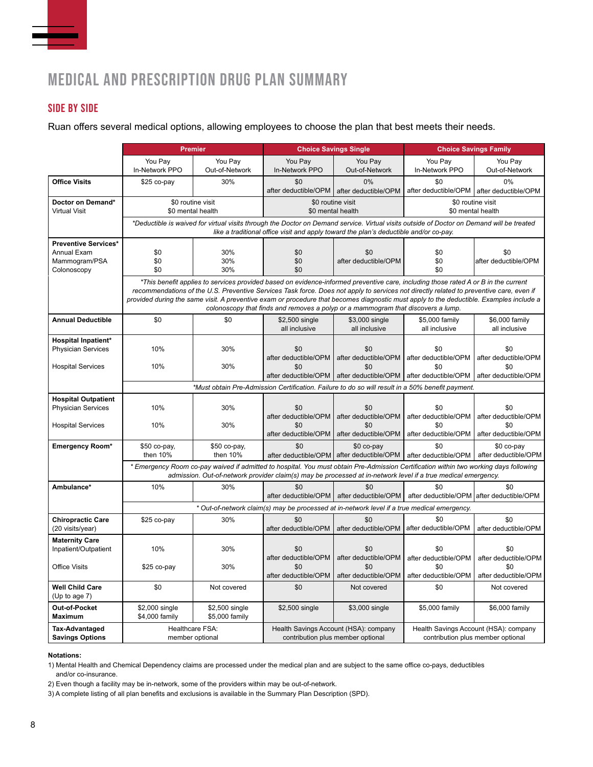# MEDICAL AND PRESCRIPTION DRUG PLAN SUMMARY

## SIDE BY SIDE

Ruan offers several medical options, allowing employees to choose the plan that best meets their needs.

| | Premier | | Choice Savings Single | | Choice Savings Family | |
|---|---|---|---|---|---|---|
| | You Pay In-Network PPO | You Pay Out-of-Network | You Pay In-Network PPO | You Pay Out-of-Network | You Pay In-Network PPO | You Pay Out-of-Network |
| **Office Visits** | $25 co-pay | 30% | $0 after deductible/OPM | 0% after deductible/OPM | $0 after deductible/OPM | 0% after deductible/OPM |
| **Doctor on Demand*** Virtual Visit | $0 routine visit $0 mental health | | $0 routine visit $0 mental health | | $0 routine visit $0 mental health | |
| | *Deductible is waived for virtual visits through the Doctor on Demand service. Virtual visits outside of Doctor on Demand will be treated like a traditional office visit and apply toward the plan's deductible and/or co-pay.* | | | | | |
| **Preventive Services*** Annual Exam / Mammogram/PSA / Colonoscopy | $0 / $0 / $0 | 30% / 30% / 30% | $0 / $0 / $0 | $0 after deductible/OPM | $0 / $0 / $0 | $0 after deductible/OPM |
| | *This benefit applies to services provided based on evidence-informed preventive care, including those rated A or B in the current recommendations of the U.S. Preventive Services Task force. Does not apply to services not directly related to preventive care, even if provided during the same visit. A preventive exam or procedure that becomes diagnostic must apply to the deductible. Examples include a colonoscopy that finds and removes a polyp or a mammogram that discovers a lump.* | | | | | |
| **Annual Deductible** | $0 | $0 | $2,500 single all inclusive | $3,000 single all inclusive | $5,000 family all inclusive | $6,000 family all inclusive |
| **Hospital Inpatient*** Physician Services | 10% | 30% | $0 after deductible/OPM | $0 after deductible/OPM | $0 after deductible/OPM | $0 after deductible/OPM |
| Hospital Services | 10% | 30% | $0 after deductible/OPM | $0 after deductible/OPM | $0 after deductible/OPM | $0 after deductible/OPM |
| | *Must obtain Pre-Admission Certification. Failure to do so will result in a 50% benefit payment.* | | | | | |
| **Hospital Outpatient** Physician Services | 10% | 30% | $0 after deductible/OPM | $0 after deductible/OPM | $0 after deductible/OPM | $0 after deductible/OPM |
| Hospital Services | 10% | 30% | $0 after deductible/OPM | $0 after deductible/OPM | $0 after deductible/OPM | $0 after deductible/OPM |
| **Emergency Room*** | $50 co-pay, then 10% | $50 co-pay, then 10% | $0 after deductible/OPM | $0 co-pay after deductible/OPM | $0 after deductible/OPM | $0 co-pay after deductible/OPM |
| | * Emergency Room co-pay waived if admitted to hospital. You must obtain Pre-Admission Certification within two working days following admission. Out-of-network provider claim(s) may be processed at in-network level if a true medical emergency. | | | | | |
| **Ambulance*** | 10% | 30% | $0 after deductible/OPM | $0 after deductible/OPM | $0 after deductible/OPM | $0 after deductible/OPM |
| | * Out-of-network claim(s) may be processed at in-network level if a true medical emergency. | | | | | |
| **Chiropractic Care** (20 visits/year) | $25 co-pay | 30% | $0 after deductible/OPM | $0 after deductible/OPM | $0 after deductible/OPM | $0 after deductible/OPM |
| **Maternity Care** Inpatient/Outpatient | 10% | 30% | $0 after deductible/OPM | $0 after deductible/OPM | $0 after deductible/OPM | $0 after deductible/OPM |
| Office Visits | $25 co-pay | 30% | $0 after deductible/OPM | $0 after deductible/OPM | $0 after deductible/OPM | $0 after deductible/OPM |
| **Well Child Care** (Up to age 7) | $0 | Not covered | $0 | Not covered | $0 | Not covered |
| **Out-of-Pocket Maximum** | $2,000 single $4,000 family | $2,500 single $5,000 family | $2,500 single | $3,000 single | $5,000 family | $6,000 family |
| **Tax-Advantaged Savings Options** | Healthcare FSA: member optional | | Health Savings Account (HSA): company contribution plus member optional | | Health Savings Account (HSA): company contribution plus member optional | |

**Notations:**

1) Mental Health and Chemical Dependency claims are processed under the medical plan and are subject to the same office co-pays, deductibles and/or co-insurance.
2) Even though a facility may be in-network, some of the providers within may be out-of-network.
3) A complete listing of all plan benefits and exclusions is available in the Summary Plan Description (SPD).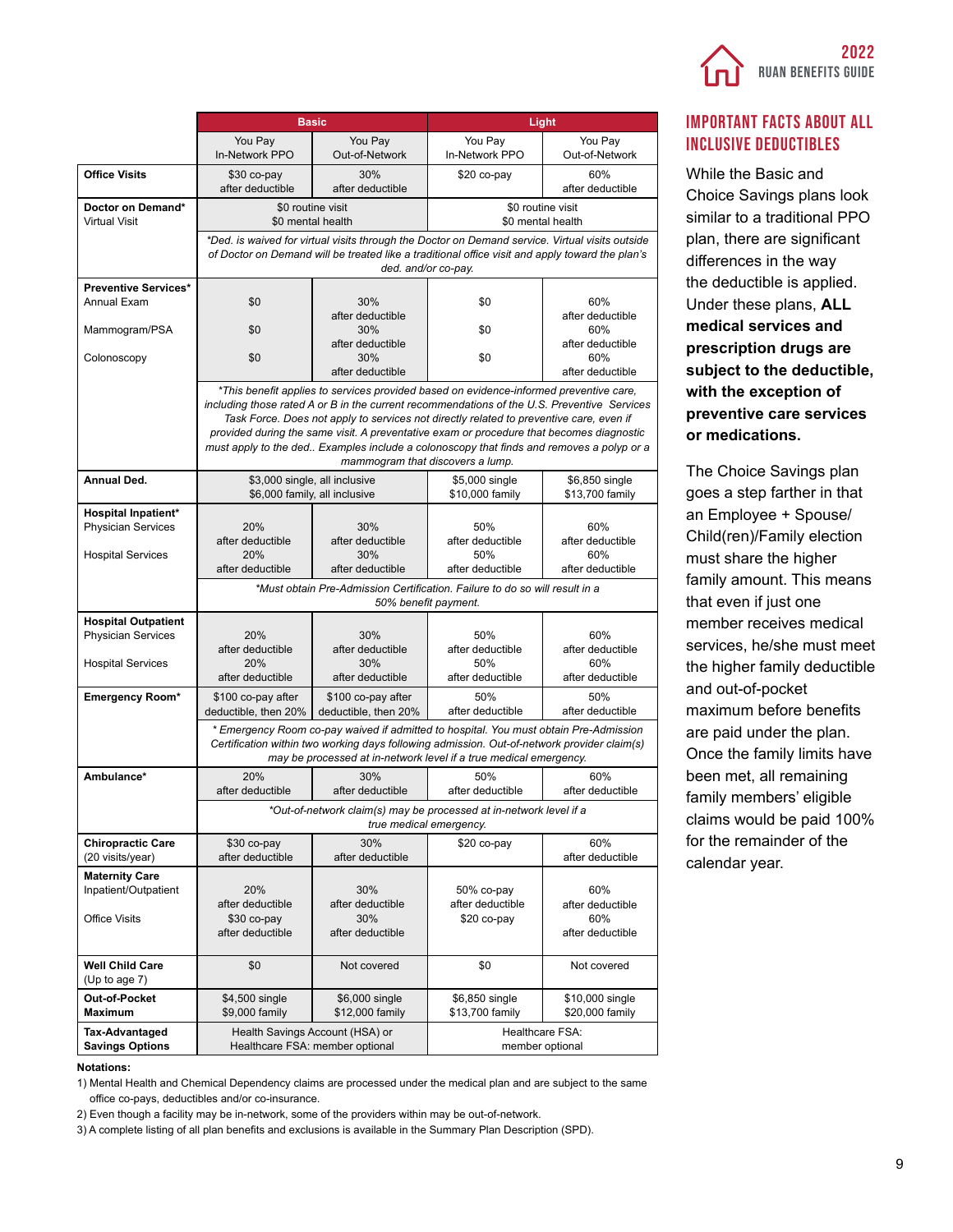| | Basic | | Light | |
|---|---|---|---|---|
| | You Pay In-Network PPO | You Pay Out-of-Network | You Pay In-Network PPO | You Pay Out-of-Network |
| **Office Visits** | $30 co-pay after deductible | 30% after deductible | $20 co-pay | 60% after deductible |
| **Doctor on Demand*** Virtual Visit | $0 routine visit $0 mental health | | $0 routine visit $0 mental health | |
| | *\*Ded. is waived for virtual visits through the Doctor on Demand service. Virtual visits outside of Doctor on Demand will be treated like a traditional office visit and apply toward the plan's ded. and/or co-pay.* | | | |
| **Preventive Services*** | | | | |
| Annual Exam | $0 | 30% after deductible | $0 | 60% after deductible |
| Mammogram/PSA | $0 | 30% after deductible | $0 | 60% after deductible |
| Colonoscopy | $0 | 30% after deductible | $0 | 60% after deductible |
| | *\*This benefit applies to services provided based on evidence-informed preventive care, including those rated A or B in the current recommendations of the U.S. Preventive Services Task Force. Does not apply to services not directly related to preventive care, even if provided during the same visit. A preventative exam or procedure that becomes diagnostic must apply to the ded.. Examples include a colonoscopy that finds and removes a polyp or a mammogram that discovers a lump.* | | | |
| **Annual Ded.** | $3,000 single, all inclusive $6,000 family, all inclusive | | $5,000 single $10,000 family | $6,850 single $13,700 family |
| **Hospital Inpatient*** | | | | |
| Physician Services | 20% after deductible | 30% after deductible | 50% after deductible | 60% after deductible |
| Hospital Services | 20% after deductible | 30% after deductible | 50% after deductible | 60% after deductible |
| | *\*Must obtain Pre-Admission Certification. Failure to do so will result in a 50% benefit payment.* | | | |
| **Hospital Outpatient** | | | | |
| Physician Services | 20% after deductible | 30% after deductible | 50% after deductible | 60% after deductible |
| Hospital Services | 20% after deductible | 30% after deductible | 50% after deductible | 60% after deductible |
| **Emergency Room*** | $100 co-pay after deductible, then 20% | $100 co-pay after deductible, then 20% | 50% after deductible | 50% after deductible |
| | *\* Emergency Room co-pay waived if admitted to hospital. You must obtain Pre-Admission Certification within two working days following admission. Out-of-network provider claim(s) may be processed at in-network level if a true medical emergency.* | | | |
| **Ambulance*** | 20% after deductible | 30% after deductible | 50% after deductible | 60% after deductible |
| | *\*Out-of-network claim(s) may be processed at in-network level if a true medical emergency.* | | | |
| **Chiropractic Care** (20 visits/year) | $30 co-pay after deductible | 30% after deductible | $20 co-pay | 60% after deductible |
| **Maternity Care** | | | | |
| Inpatient/Outpatient | 20% after deductible | 30% after deductible | 50% co-pay after deductible | 60% after deductible |
| Office Visits | $30 co-pay after deductible | 30% after deductible | $20 co-pay | 60% after deductible |
| **Well Child Care** (Up to age 7) | $0 | Not covered | $0 | Not covered |
| **Out-of-Pocket Maximum** | $4,500 single $9,000 family | $6,000 single $12,000 family | $6,850 single $13,700 family | $10,000 single $20,000 family |
| **Tax-Advantaged Savings Options** | Health Savings Account (HSA) or Healthcare FSA: member optional | | Healthcare FSA: member optional | |

**Notations:**

1) Mental Health and Chemical Dependency claims are processed under the medical plan and are subject to the same office co-pays, deductibles and/or co-insurance.
2) Even though a facility may be in-network, some of the providers within may be out-of-network.
3) A complete listing of all plan benefits and exclusions is available in the Summary Plan Description (SPD).

## IMPORTANT FACTS ABOUT ALL INCLUSIVE DEDUCTIBLES

While the Basic and Choice Savings plans look similar to a traditional PPO plan, there are significant differences in the way the deductible is applied. Under these plans, **ALL medical services and prescription drugs are subject to the deductible, with the exception of preventive care services or medications.**

The Choice Savings plan goes a step farther in that an Employee + Spouse/ Child(ren)/Family election must share the higher family amount. This means that even if just one member receives medical services, he/she must meet the higher family deductible and out-of-pocket maximum before benefits are paid under the plan. Once the family limits have been met, all remaining family members' eligible claims would be paid 100% for the remainder of the calendar year.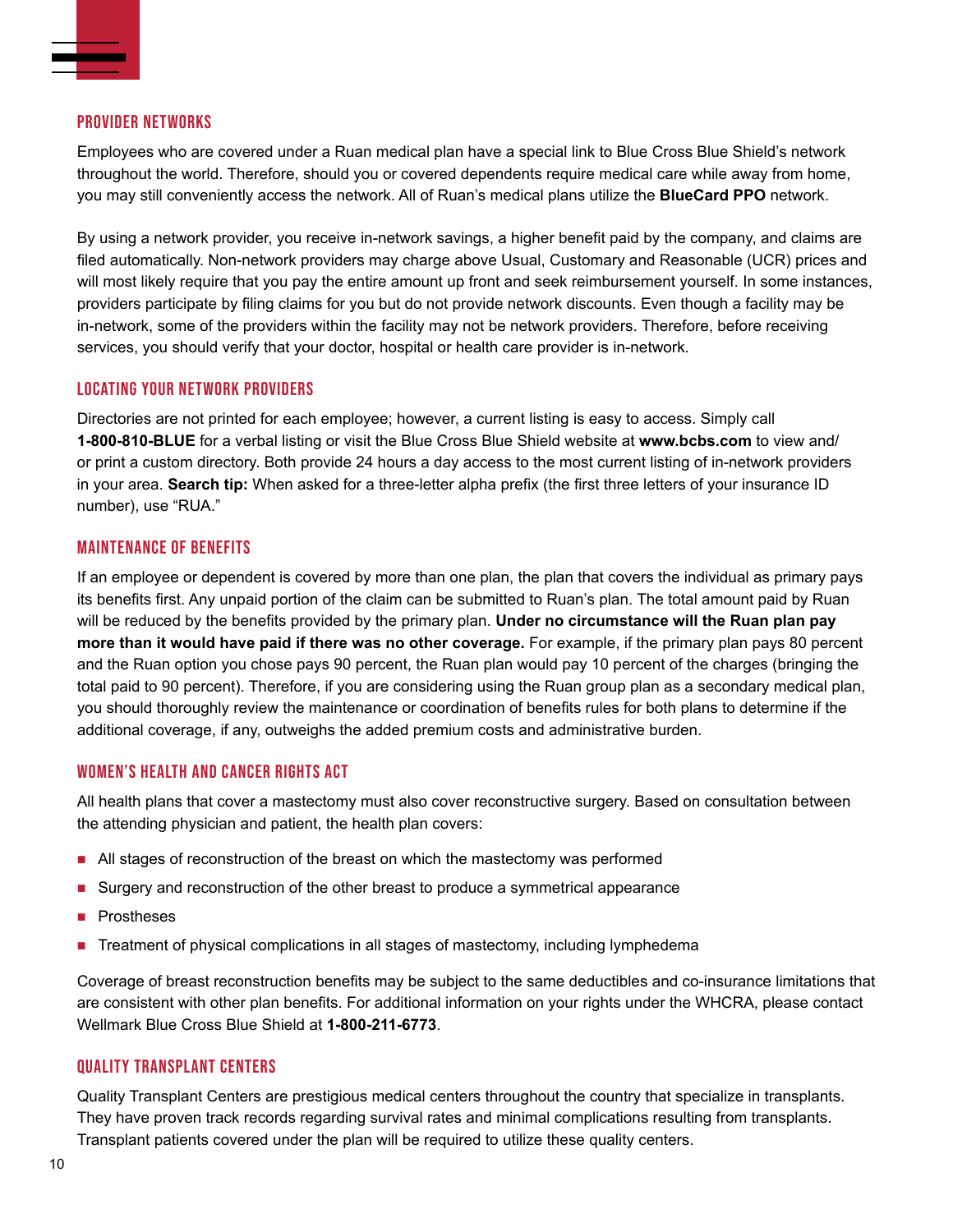## PROVIDER NETWORKS

Employees who are covered under a Ruan medical plan have a special link to Blue Cross Blue Shield's network throughout the world. Therefore, should you or covered dependents require medical care while away from home, you may still conveniently access the network. All of Ruan's medical plans utilize the **BlueCard PPO** network.

By using a network provider, you receive in-network savings, a higher benefit paid by the company, and claims are filed automatically. Non-network providers may charge above Usual, Customary and Reasonable (UCR) prices and will most likely require that you pay the entire amount up front and seek reimbursement yourself. In some instances, providers participate by filing claims for you but do not provide network discounts. Even though a facility may be in-network, some of the providers within the facility may not be network providers. Therefore, before receiving services, you should verify that your doctor, hospital or health care provider is in-network.

## LOCATING YOUR NETWORK PROVIDERS

Directories are not printed for each employee; however, a current listing is easy to access. Simply call **1-800-810-BLUE** for a verbal listing or visit the Blue Cross Blue Shield website at **www.bcbs.com** to view and/or print a custom directory. Both provide 24 hours a day access to the most current listing of in-network providers in your area. **Search tip:** When asked for a three-letter alpha prefix (the first three letters of your insurance ID number), use "RUA."

## MAINTENANCE OF BENEFITS

If an employee or dependent is covered by more than one plan, the plan that covers the individual as primary pays its benefits first. Any unpaid portion of the claim can be submitted to Ruan's plan. The total amount paid by Ruan will be reduced by the benefits provided by the primary plan. **Under no circumstance will the Ruan plan pay more than it would have paid if there was no other coverage.** For example, if the primary plan pays 80 percent and the Ruan option you chose pays 90 percent, the Ruan plan would pay 10 percent of the charges (bringing the total paid to 90 percent). Therefore, if you are considering using the Ruan group plan as a secondary medical plan, you should thoroughly review the maintenance or coordination of benefits rules for both plans to determine if the additional coverage, if any, outweighs the added premium costs and administrative burden.

## WOMEN'S HEALTH AND CANCER RIGHTS ACT

All health plans that cover a mastectomy must also cover reconstructive surgery. Based on consultation between the attending physician and patient, the health plan covers:

- All stages of reconstruction of the breast on which the mastectomy was performed
- Surgery and reconstruction of the other breast to produce a symmetrical appearance
- Prostheses
- Treatment of physical complications in all stages of mastectomy, including lymphedema

Coverage of breast reconstruction benefits may be subject to the same deductibles and co-insurance limitations that are consistent with other plan benefits. For additional information on your rights under the WHCRA, please contact Wellmark Blue Cross Blue Shield at **1-800-211-6773**.

## QUALITY TRANSPLANT CENTERS

Quality Transplant Centers are prestigious medical centers throughout the country that specialize in transplants. They have proven track records regarding survival rates and minimal complications resulting from transplants. Transplant patients covered under the plan will be required to utilize these quality centers.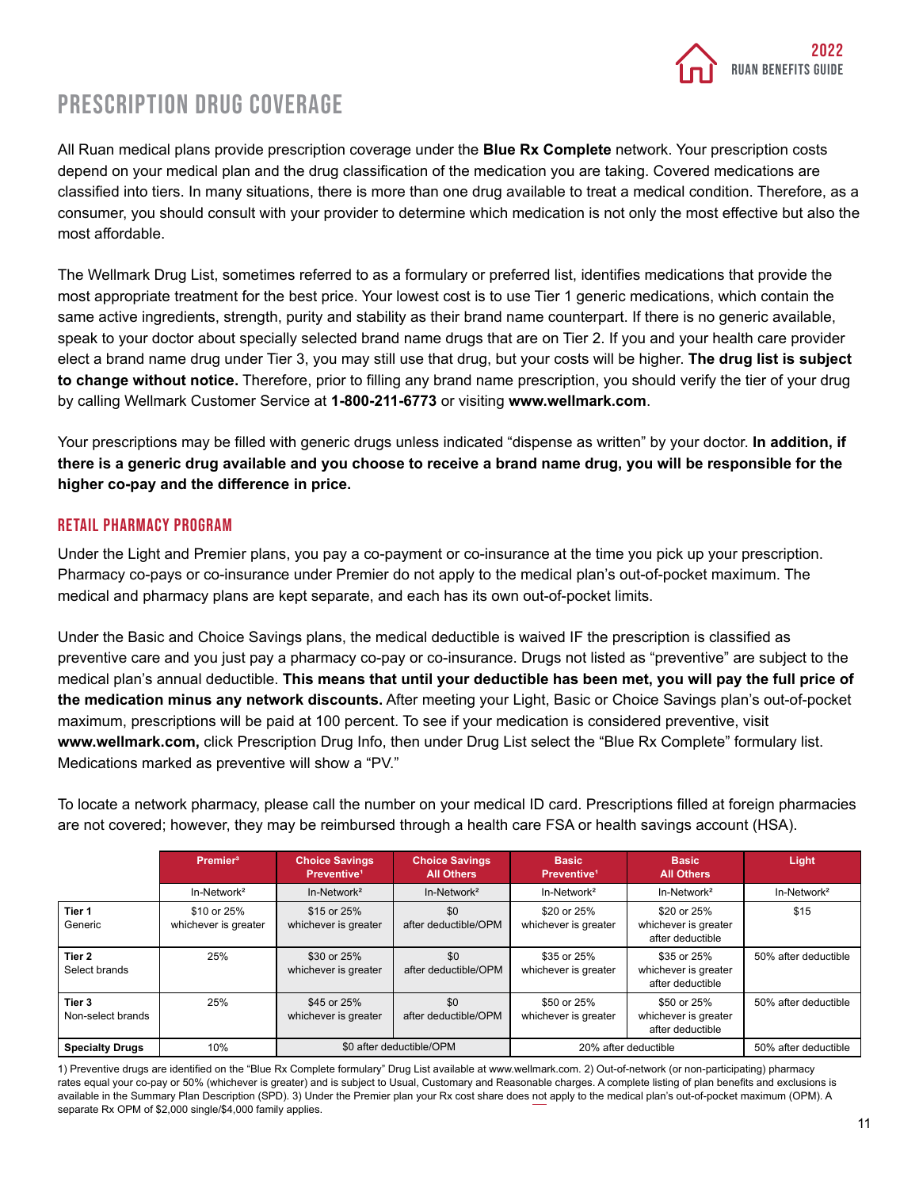# PRESCRIPTION DRUG COVERAGE

All Ruan medical plans provide prescription coverage under the **Blue Rx Complete** network. Your prescription costs depend on your medical plan and the drug classification of the medication you are taking. Covered medications are classified into tiers. In many situations, there is more than one drug available to treat a medical condition. Therefore, as a consumer, you should consult with your provider to determine which medication is not only the most effective but also the most affordable.

The Wellmark Drug List, sometimes referred to as a formulary or preferred list, identifies medications that provide the most appropriate treatment for the best price. Your lowest cost is to use Tier 1 generic medications, which contain the same active ingredients, strength, purity and stability as their brand name counterpart. If there is no generic available, speak to your doctor about specially selected brand name drugs that are on Tier 2. If you and your health care provider elect a brand name drug under Tier 3, you may still use that drug, but your costs will be higher. **The drug list is subject to change without notice.** Therefore, prior to filling any brand name prescription, you should verify the tier of your drug by calling Wellmark Customer Service at **1-800-211-6773** or visiting **www.wellmark.com**.

Your prescriptions may be filled with generic drugs unless indicated "dispense as written" by your doctor. **In addition, if there is a generic drug available and you choose to receive a brand name drug, you will be responsible for the higher co-pay and the difference in price.**

## RETAIL PHARMACY PROGRAM

Under the Light and Premier plans, you pay a co-payment or co-insurance at the time you pick up your prescription. Pharmacy co-pays or co-insurance under Premier do not apply to the medical plan's out-of-pocket maximum. The medical and pharmacy plans are kept separate, and each has its own out-of-pocket limits.

Under the Basic and Choice Savings plans, the medical deductible is waived IF the prescription is classified as preventive care and you just pay a pharmacy co-pay or co-insurance. Drugs not listed as "preventive" are subject to the medical plan's annual deductible. **This means that until your deductible has been met, you will pay the full price of the medication minus any network discounts.** After meeting your Light, Basic or Choice Savings plan's out-of-pocket maximum, prescriptions will be paid at 100 percent. To see if your medication is considered preventive, visit **www.wellmark.com,** click Prescription Drug Info, then under Drug List select the "Blue Rx Complete" formulary list. Medications marked as preventive will show a "PV."

To locate a network pharmacy, please call the number on your medical ID card. Prescriptions filled at foreign pharmacies are not covered; however, they may be reimbursed through a health care FSA or health savings account (HSA).

| | Premier[3] | Choice Savings Preventive[1] | Choice Savings All Others | Basic Preventive[1] | Basic All Others | Light |
|---|---|---|---|---|---|---|
| | In-Network[2] | In-Network[2] | In-Network[2] | In-Network[2] | In-Network[2] | In-Network[2] |
| **Tier 1** Generic | $10 or 25% whichever is greater | $15 or 25% whichever is greater | $0 after deductible/OPM | $20 or 25% whichever is greater | $20 or 25% whichever is greater after deductible | $15 |
| **Tier 2** Select brands | 25% | $30 or 25% whichever is greater | $0 after deductible/OPM | $35 or 25% whichever is greater | $35 or 25% whichever is greater after deductible | 50% after deductible |
| **Tier 3** Non-select brands | 25% | $45 or 25% whichever is greater | $0 after deductible/OPM | $50 or 25% whichever is greater | $50 or 25% whichever is greater after deductible | 50% after deductible |
| **Specialty Drugs** | 10% | $0 after deductible/OPM | | 20% after deductible | | 50% after deductible |

1) Preventive drugs are identified on the "Blue Rx Complete formulary" Drug List available at www.wellmark.com. 2) Out-of-network (or non-participating) pharmacy rates equal your co-pay or 50% (whichever is greater) and is subject to Usual, Customary and Reasonable charges. A complete listing of plan benefits and exclusions is available in the Summary Plan Description (SPD). 3) Under the Premier plan your Rx cost share does not apply to the medical plan's out-of-pocket maximum (OPM). A separate Rx OPM of $2,000 single/$4,000 family applies.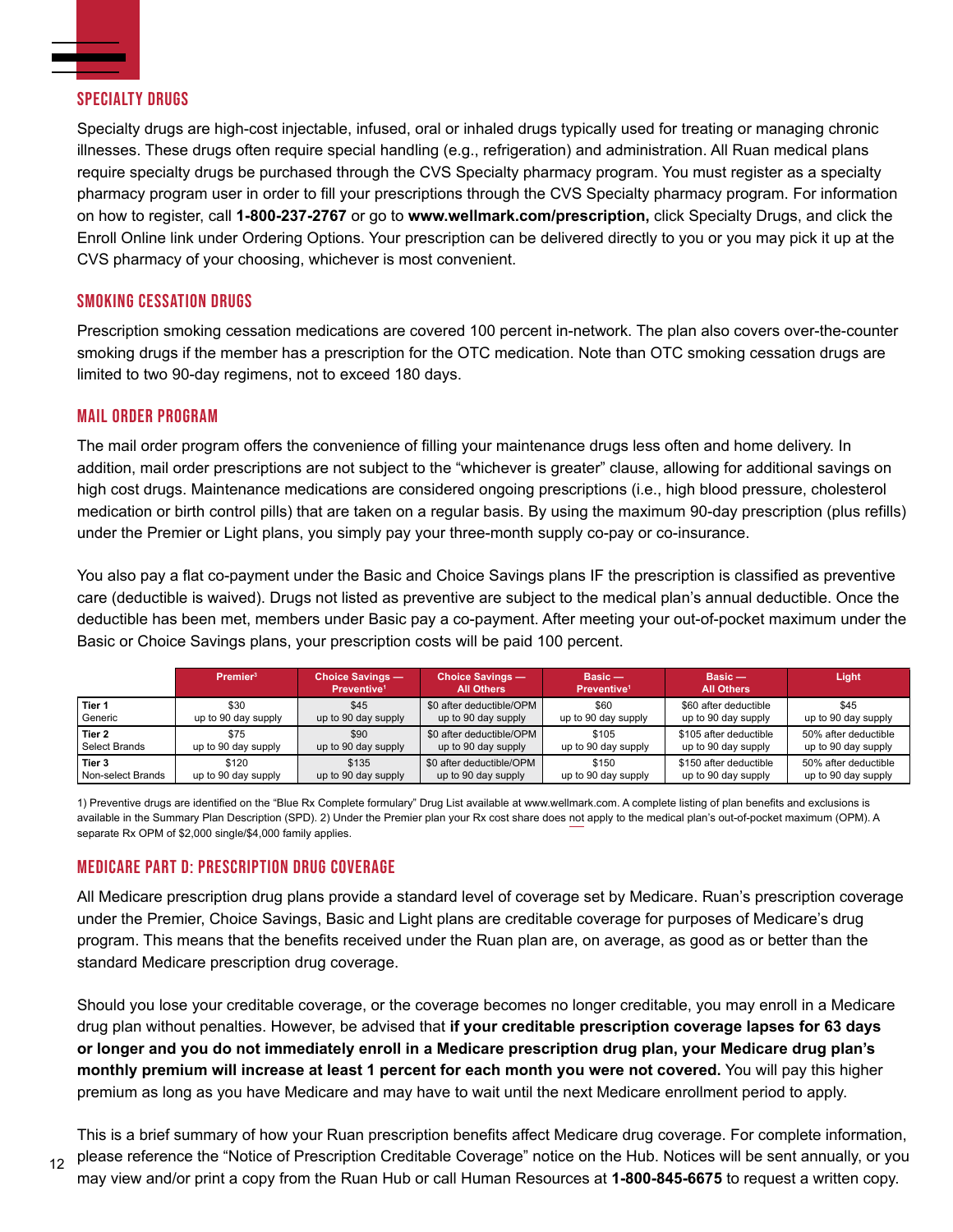## SPECIALTY DRUGS

Specialty drugs are high-cost injectable, infused, oral or inhaled drugs typically used for treating or managing chronic illnesses. These drugs often require special handling (e.g., refrigeration) and administration. All Ruan medical plans require specialty drugs be purchased through the CVS Specialty pharmacy program. You must register as a specialty pharmacy program user in order to fill your prescriptions through the CVS Specialty pharmacy program. For information on how to register, call **1-800-237-2767** or go to **www.wellmark.com/prescription,** click Specialty Drugs, and click the Enroll Online link under Ordering Options. Your prescription can be delivered directly to you or you may pick it up at the CVS pharmacy of your choosing, whichever is most convenient.

## SMOKING CESSATION DRUGS

Prescription smoking cessation medications are covered 100 percent in-network. The plan also covers over-the-counter smoking drugs if the member has a prescription for the OTC medication. Note than OTC smoking cessation drugs are limited to two 90-day regimens, not to exceed 180 days.

## MAIL ORDER PROGRAM

The mail order program offers the convenience of filling your maintenance drugs less often and home delivery. In addition, mail order prescriptions are not subject to the "whichever is greater" clause, allowing for additional savings on high cost drugs. Maintenance medications are considered ongoing prescriptions (i.e., high blood pressure, cholesterol medication or birth control pills) that are taken on a regular basis. By using the maximum 90-day prescription (plus refills) under the Premier or Light plans, you simply pay your three-month supply co-pay or co-insurance.

You also pay a flat co-payment under the Basic and Choice Savings plans IF the prescription is classified as preventive care (deductible is waived). Drugs not listed as preventive are subject to the medical plan's annual deductible. Once the deductible has been met, members under Basic pay a co-payment. After meeting your out-of-pocket maximum under the Basic or Choice Savings plans, your prescription costs will be paid 100 percent.

| | Premier[3] | Choice Savings — Preventive[1] | Choice Savings — All Others | Basic — Preventive[1] | Basic — All Others | Light |
|---|---|---|---|---|---|---|
| **Tier 1** Generic | $30 up to 90 day supply | $45 up to 90 day supply | $0 after deductible/OPM up to 90 day supply | $60 up to 90 day supply | $60 after deductible up to 90 day supply | $45 up to 90 day supply |
| **Tier 2** Select Brands | $75 up to 90 day supply | $90 up to 90 day supply | $0 after deductible/OPM up to 90 day supply | $105 up to 90 day supply | $105 after deductible up to 90 day supply | 50% after deductible up to 90 day supply |
| **Tier 3** Non-select Brands | $120 up to 90 day supply | $135 up to 90 day supply | $0 after deductible/OPM up to 90 day supply | $150 up to 90 day supply | $150 after deductible up to 90 day supply | 50% after deductible up to 90 day supply |

1) Preventive drugs are identified on the "Blue Rx Complete formulary" Drug List available at www.wellmark.com. A complete listing of plan benefits and exclusions is available in the Summary Plan Description (SPD). 2) Under the Premier plan your Rx cost share does not apply to the medical plan's out-of-pocket maximum (OPM). A separate Rx OPM of $2,000 single/$4,000 family applies.

## MEDICARE PART D: PRESCRIPTION DRUG COVERAGE

All Medicare prescription drug plans provide a standard level of coverage set by Medicare. Ruan's prescription coverage under the Premier, Choice Savings, Basic and Light plans are creditable coverage for purposes of Medicare's drug program. This means that the benefits received under the Ruan plan are, on average, as good as or better than the standard Medicare prescription drug coverage.

Should you lose your creditable coverage, or the coverage becomes no longer creditable, you may enroll in a Medicare drug plan without penalties. However, be advised that **if your creditable prescription coverage lapses for 63 days or longer and you do not immediately enroll in a Medicare prescription drug plan, your Medicare drug plan's monthly premium will increase at least 1 percent for each month you were not covered.** You will pay this higher premium as long as you have Medicare and may have to wait until the next Medicare enrollment period to apply.

This is a brief summary of how your Ruan prescription benefits affect Medicare drug coverage. For complete information, please reference the "Notice of Prescription Creditable Coverage" notice on the Hub. Notices will be sent annually, or you may view and/or print a copy from the Ruan Hub or call Human Resources at **1-800-845-6675** to request a written copy.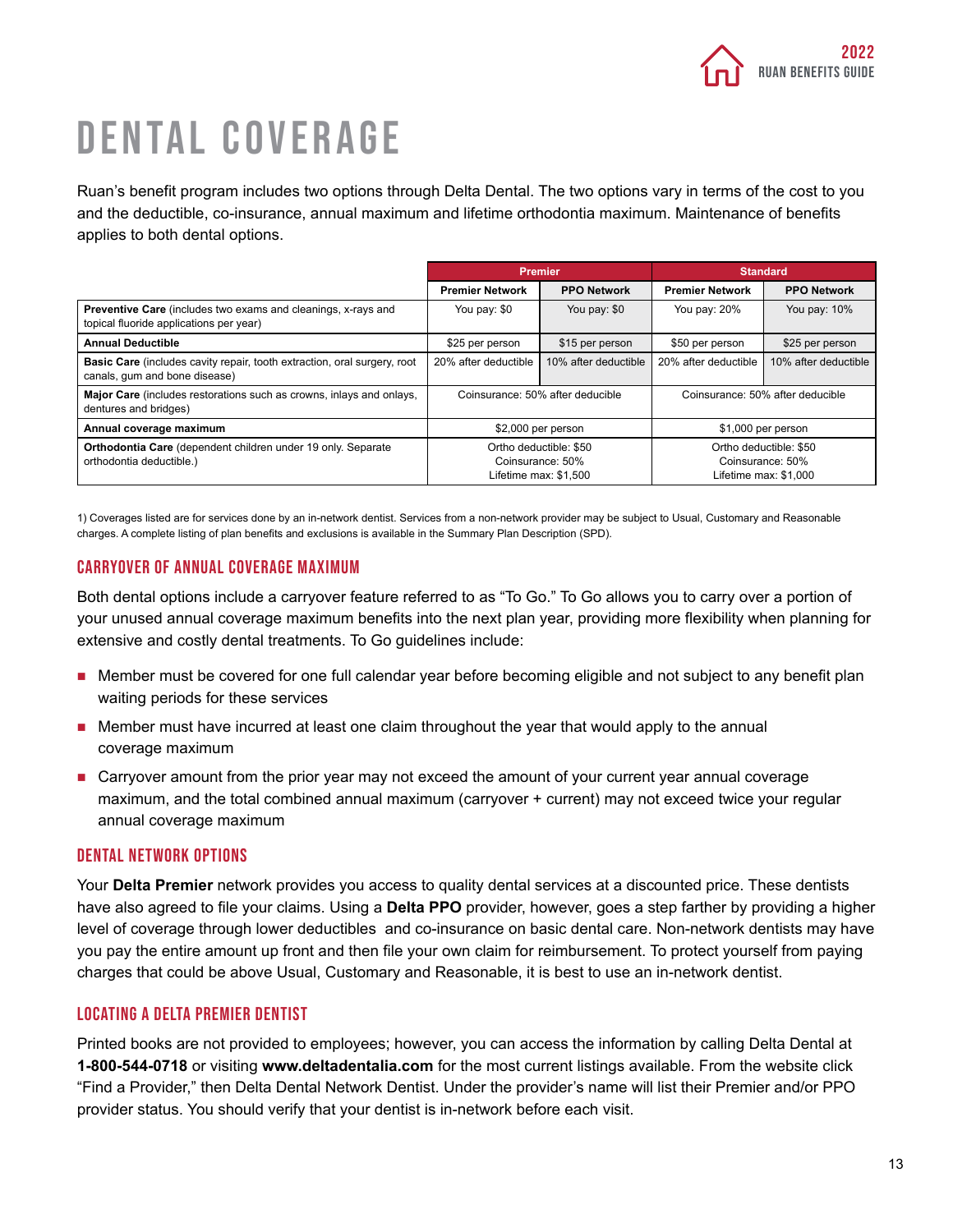# DENTAL COVERAGE

Ruan's benefit program includes two options through Delta Dental. The two options vary in terms of the cost to you and the deductible, co-insurance, annual maximum and lifetime orthodontia maximum. Maintenance of benefits applies to both dental options.

| | Premier | | Standard | |
|---|---|---|---|---|
| | **Premier Network** | **PPO Network** | **Premier Network** | **PPO Network** |
| **Preventive Care** (includes two exams and cleanings, x-rays and topical fluoride applications per year) | You pay: $0 | You pay: $0 | You pay: 20% | You pay: 10% |
| **Annual Deductible** | $25 per person | $15 per person | $50 per person | $25 per person |
| **Basic Care** (includes cavity repair, tooth extraction, oral surgery, root canals, gum and bone disease) | 20% after deductible | 10% after deductible | 20% after deductible | 10% after deductible |
| **Major Care** (includes restorations such as crowns, inlays and onlays, dentures and bridges) | Coinsurance: 50% after deducible | | Coinsurance: 50% after deducible | |
| **Annual coverage maximum** | $2,000 per person | | $1,000 per person | |
| **Orthodontia Care** (dependent children under 19 only. Separate orthodontia deductible.) | Ortho deductible: $50<br>Coinsurance: 50%<br>Lifetime max: $1,500 | | Ortho deductible: $50<br>Coinsurance: 50%<br>Lifetime max: $1,000 | |

1) Coverages listed are for services done by an in-network dentist. Services from a non-network provider may be subject to Usual, Customary and Reasonable charges. A complete listing of plan benefits and exclusions is available in the Summary Plan Description (SPD).

## CARRYOVER OF ANNUAL COVERAGE MAXIMUM

Both dental options include a carryover feature referred to as "To Go." To Go allows you to carry over a portion of your unused annual coverage maximum benefits into the next plan year, providing more flexibility when planning for extensive and costly dental treatments. To Go guidelines include:

- Member must be covered for one full calendar year before becoming eligible and not subject to any benefit plan waiting periods for these services
- Member must have incurred at least one claim throughout the year that would apply to the annual coverage maximum
- Carryover amount from the prior year may not exceed the amount of your current year annual coverage maximum, and the total combined annual maximum (carryover + current) may not exceed twice your regular annual coverage maximum

## DENTAL NETWORK OPTIONS

Your **Delta Premier** network provides you access to quality dental services at a discounted price. These dentists have also agreed to file your claims. Using a **Delta PPO** provider, however, goes a step farther by providing a higher level of coverage through lower deductibles and co-insurance on basic dental care. Non-network dentists may have you pay the entire amount up front and then file your own claim for reimbursement. To protect yourself from paying charges that could be above Usual, Customary and Reasonable, it is best to use an in-network dentist.

## LOCATING A DELTA PREMIER DENTIST

Printed books are not provided to employees; however, you can access the information by calling Delta Dental at **1-800-544-0718** or visiting **www.deltadentalia.com** for the most current listings available. From the website click "Find a Provider," then Delta Dental Network Dentist. Under the provider's name will list their Premier and/or PPO provider status. You should verify that your dentist is in-network before each visit.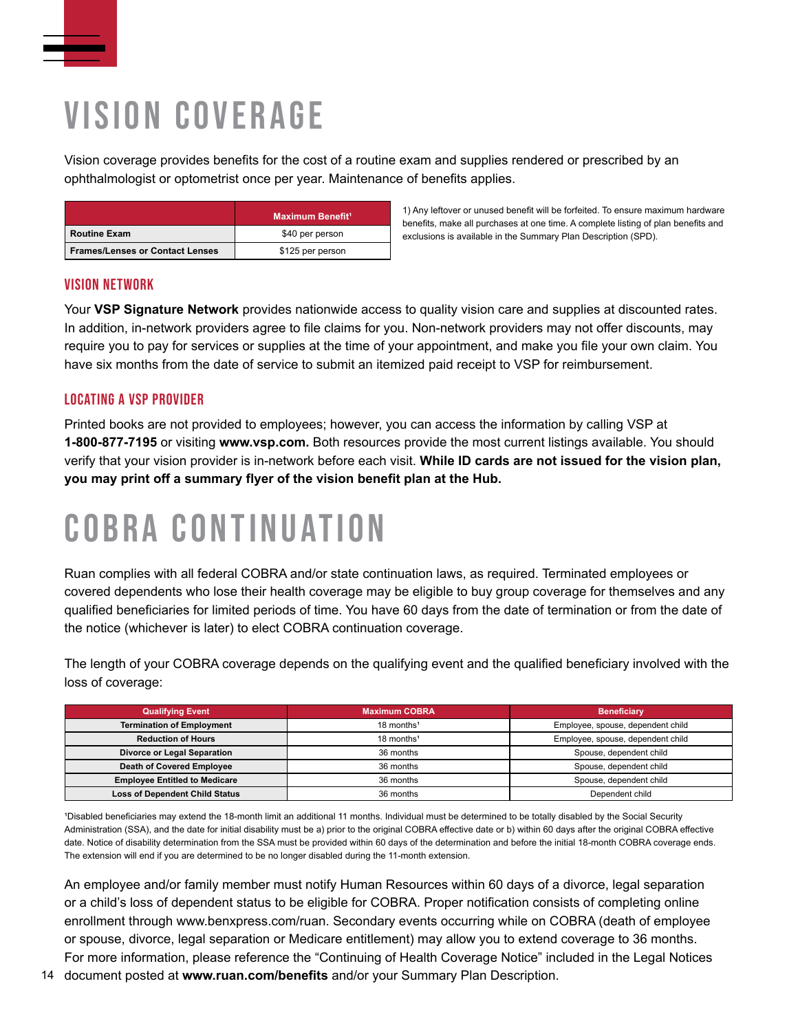# VISION COVERAGE

Vision coverage provides benefits for the cost of a routine exam and supplies rendered or prescribed by an ophthalmologist or optometrist once per year. Maintenance of benefits applies.

| | Maximum Benefit[1] |
|---|---|
| **Routine Exam** | $40 per person |
| **Frames/Lenses or Contact Lenses** | $125 per person |

1) Any leftover or unused benefit will be forfeited. To ensure maximum hardware benefits, make all purchases at one time. A complete listing of plan benefits and exclusions is available in the Summary Plan Description (SPD).

## VISION NETWORK

Your **VSP Signature Network** provides nationwide access to quality vision care and supplies at discounted rates. In addition, in-network providers agree to file claims for you. Non-network providers may not offer discounts, may require you to pay for services or supplies at the time of your appointment, and make you file your own claim. You have six months from the date of service to submit an itemized paid receipt to VSP for reimbursement.

## LOCATING A VSP PROVIDER

Printed books are not provided to employees; however, you can access the information by calling VSP at **1-800-877-7195** or visiting **www.vsp.com.** Both resources provide the most current listings available. You should verify that your vision provider is in-network before each visit. **While ID cards are not issued for the vision plan, you may print off a summary flyer of the vision benefit plan at the Hub.**

# COBRA CONTINUATION

Ruan complies with all federal COBRA and/or state continuation laws, as required. Terminated employees or covered dependents who lose their health coverage may be eligible to buy group coverage for themselves and any qualified beneficiaries for limited periods of time. You have 60 days from the date of termination or from the date of the notice (whichever is later) to elect COBRA continuation coverage.

The length of your COBRA coverage depends on the qualifying event and the qualified beneficiary involved with the loss of coverage:

| Qualifying Event | Maximum COBRA | Beneficiary |
|---|---|---|
| **Termination of Employment** | 18 months[1] | Employee, spouse, dependent child |
| **Reduction of Hours** | 18 months[1] | Employee, spouse, dependent child |
| **Divorce or Legal Separation** | 36 months | Spouse, dependent child |
| **Death of Covered Employee** | 36 months | Spouse, dependent child |
| **Employee Entitled to Medicare** | 36 months | Spouse, dependent child |
| **Loss of Dependent Child Status** | 36 months | Dependent child |

[1]Disabled beneficiaries may extend the 18-month limit an additional 11 months. Individual must be determined to be totally disabled by the Social Security Administration (SSA), and the date for initial disability must be a) prior to the original COBRA effective date or b) within 60 days after the original COBRA effective date. Notice of disability determination from the SSA must be provided within 60 days of the determination and before the initial 18-month COBRA coverage ends. The extension will end if you are determined to be no longer disabled during the 11-month extension.

An employee and/or family member must notify Human Resources within 60 days of a divorce, legal separation or a child's loss of dependent status to be eligible for COBRA. Proper notification consists of completing online enrollment through www.benxpress.com/ruan. Secondary events occurring while on COBRA (death of employee or spouse, divorce, legal separation or Medicare entitlement) may allow you to extend coverage to 36 months. For more information, please reference the "Continuing of Health Coverage Notice" included in the Legal Notices document posted at **www.ruan.com/benefits** and/or your Summary Plan Description.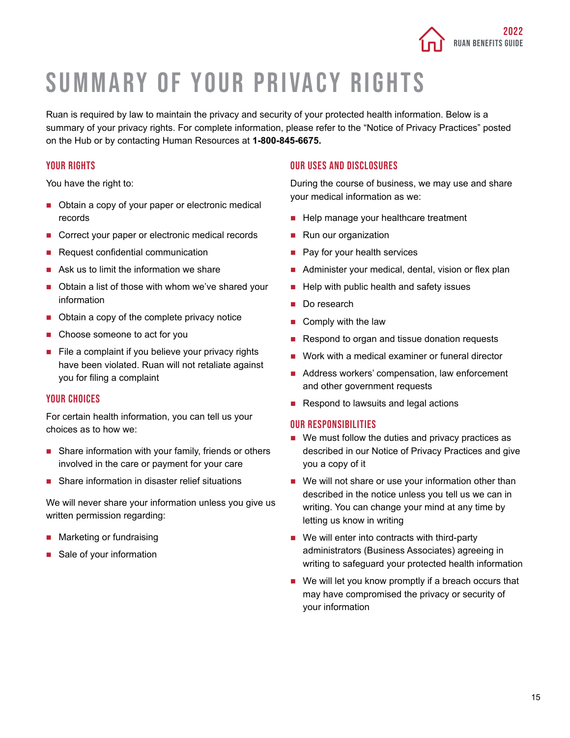# SUMMARY OF YOUR PRIVACY RIGHTS

Ruan is required by law to maintain the privacy and security of your protected health information. Below is a summary of your privacy rights. For complete information, please refer to the "Notice of Privacy Practices" posted on the Hub or by contacting Human Resources at **1-800-845-6675.**

## YOUR RIGHTS

You have the right to:

- Obtain a copy of your paper or electronic medical records
- Correct your paper or electronic medical records
- Request confidential communication
- Ask us to limit the information we share
- Obtain a list of those with whom we've shared your information
- Obtain a copy of the complete privacy notice
- Choose someone to act for you
- File a complaint if you believe your privacy rights have been violated. Ruan will not retaliate against you for filing a complaint

## YOUR CHOICES

For certain health information, you can tell us your choices as to how we:

- Share information with your family, friends or others involved in the care or payment for your care
- Share information in disaster relief situations

We will never share your information unless you give us written permission regarding:

- Marketing or fundraising
- Sale of your information

## OUR USES AND DISCLOSURES

During the course of business, we may use and share your medical information as we:

- Help manage your healthcare treatment
- Run our organization
- Pay for your health services
- Administer your medical, dental, vision or flex plan
- Help with public health and safety issues
- Do research
- Comply with the law
- Respond to organ and tissue donation requests
- Work with a medical examiner or funeral director
- Address workers' compensation, law enforcement and other government requests
- Respond to lawsuits and legal actions

## OUR RESPONSIBILITIES

- We must follow the duties and privacy practices as described in our Notice of Privacy Practices and give you a copy of it
- We will not share or use your information other than described in the notice unless you tell us we can in writing. You can change your mind at any time by letting us know in writing
- We will enter into contracts with third-party administrators (Business Associates) agreeing in writing to safeguard your protected health information
- We will let you know promptly if a breach occurs that may have compromised the privacy or security of your information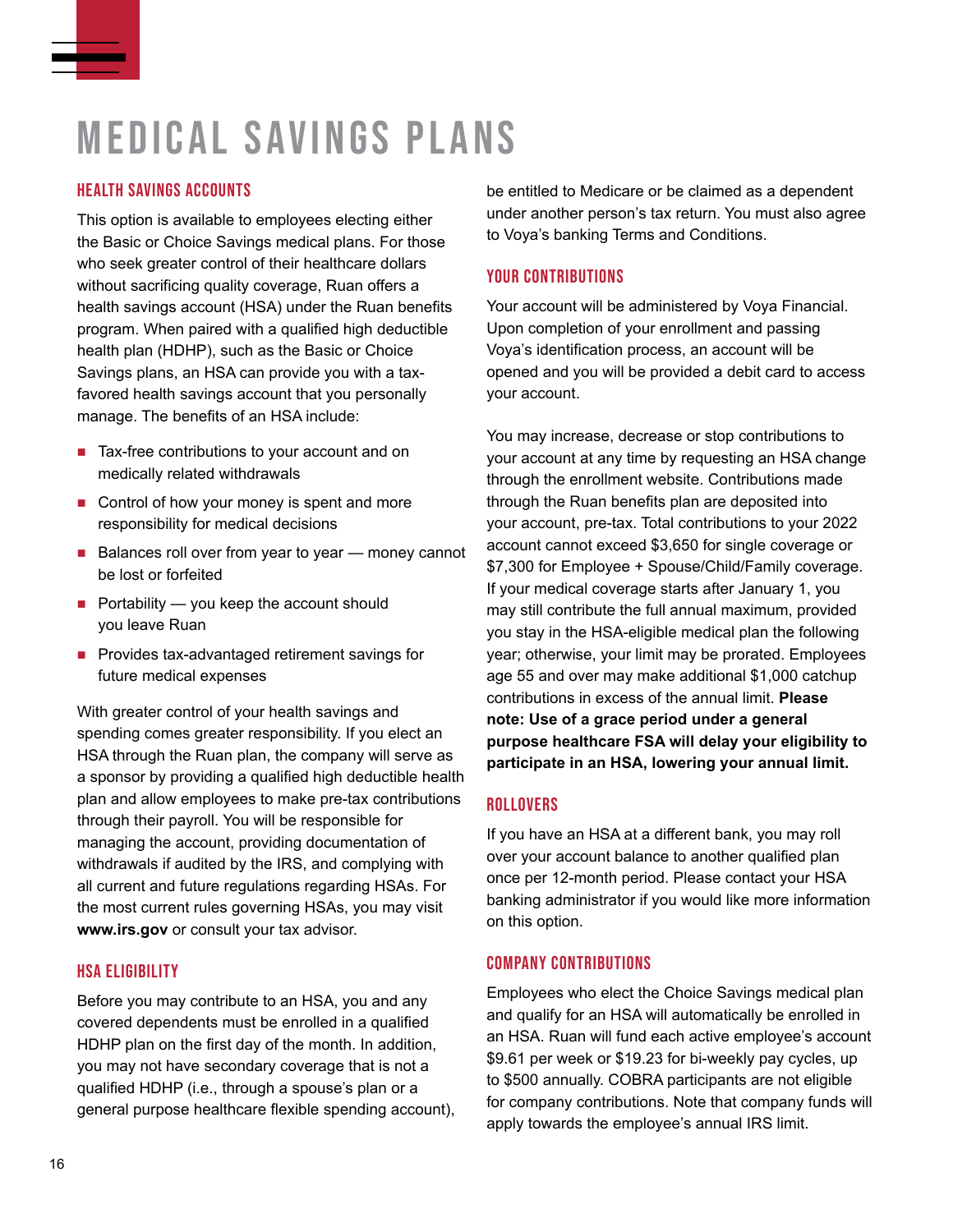# MEDICAL SAVINGS PLANS

## HEALTH SAVINGS ACCOUNTS

This option is available to employees electing either the Basic or Choice Savings medical plans. For those who seek greater control of their healthcare dollars without sacrificing quality coverage, Ruan offers a health savings account (HSA) under the Ruan benefits program. When paired with a qualified high deductible health plan (HDHP), such as the Basic or Choice Savings plans, an HSA can provide you with a tax-favored health savings account that you personally manage. The benefits of an HSA include:

- Tax-free contributions to your account and on medically related withdrawals
- Control of how your money is spent and more responsibility for medical decisions
- Balances roll over from year to year — money cannot be lost or forfeited
- Portability — you keep the account should you leave Ruan
- Provides tax-advantaged retirement savings for future medical expenses

With greater control of your health savings and spending comes greater responsibility. If you elect an HSA through the Ruan plan, the company will serve as a sponsor by providing a qualified high deductible health plan and allow employees to make pre-tax contributions through their payroll. You will be responsible for managing the account, providing documentation of withdrawals if audited by the IRS, and complying with all current and future regulations regarding HSAs. For the most current rules governing HSAs, you may visit **www.irs.gov** or consult your tax advisor.

## HSA ELIGIBILITY

Before you may contribute to an HSA, you and any covered dependents must be enrolled in a qualified HDHP plan on the first day of the month. In addition, you may not have secondary coverage that is not a qualified HDHP (i.e., through a spouse's plan or a general purpose healthcare flexible spending account), be entitled to Medicare or be claimed as a dependent under another person's tax return. You must also agree to Voya's banking Terms and Conditions.

## YOUR CONTRIBUTIONS

Your account will be administered by Voya Financial. Upon completion of your enrollment and passing Voya's identification process, an account will be opened and you will be provided a debit card to access your account.

You may increase, decrease or stop contributions to your account at any time by requesting an HSA change through the enrollment website. Contributions made through the Ruan benefits plan are deposited into your account, pre-tax. Total contributions to your 2022 account cannot exceed $3,650 for single coverage or $7,300 for Employee + Spouse/Child/Family coverage. If your medical coverage starts after January 1, you may still contribute the full annual maximum, provided you stay in the HSA-eligible medical plan the following year; otherwise, your limit may be prorated. Employees age 55 and over may make additional $1,000 catchup contributions in excess of the annual limit. **Please note: Use of a grace period under a general purpose healthcare FSA will delay your eligibility to participate in an HSA, lowering your annual limit.**

## ROLLOVERS

If you have an HSA at a different bank, you may roll over your account balance to another qualified plan once per 12-month period. Please contact your HSA banking administrator if you would like more information on this option.

## COMPANY CONTRIBUTIONS

Employees who elect the Choice Savings medical plan and qualify for an HSA will automatically be enrolled in an HSA. Ruan will fund each active employee's account $9.61 per week or $19.23 for bi-weekly pay cycles, up to $500 annually. COBRA participants are not eligible for company contributions. Note that company funds will apply towards the employee's annual IRS limit.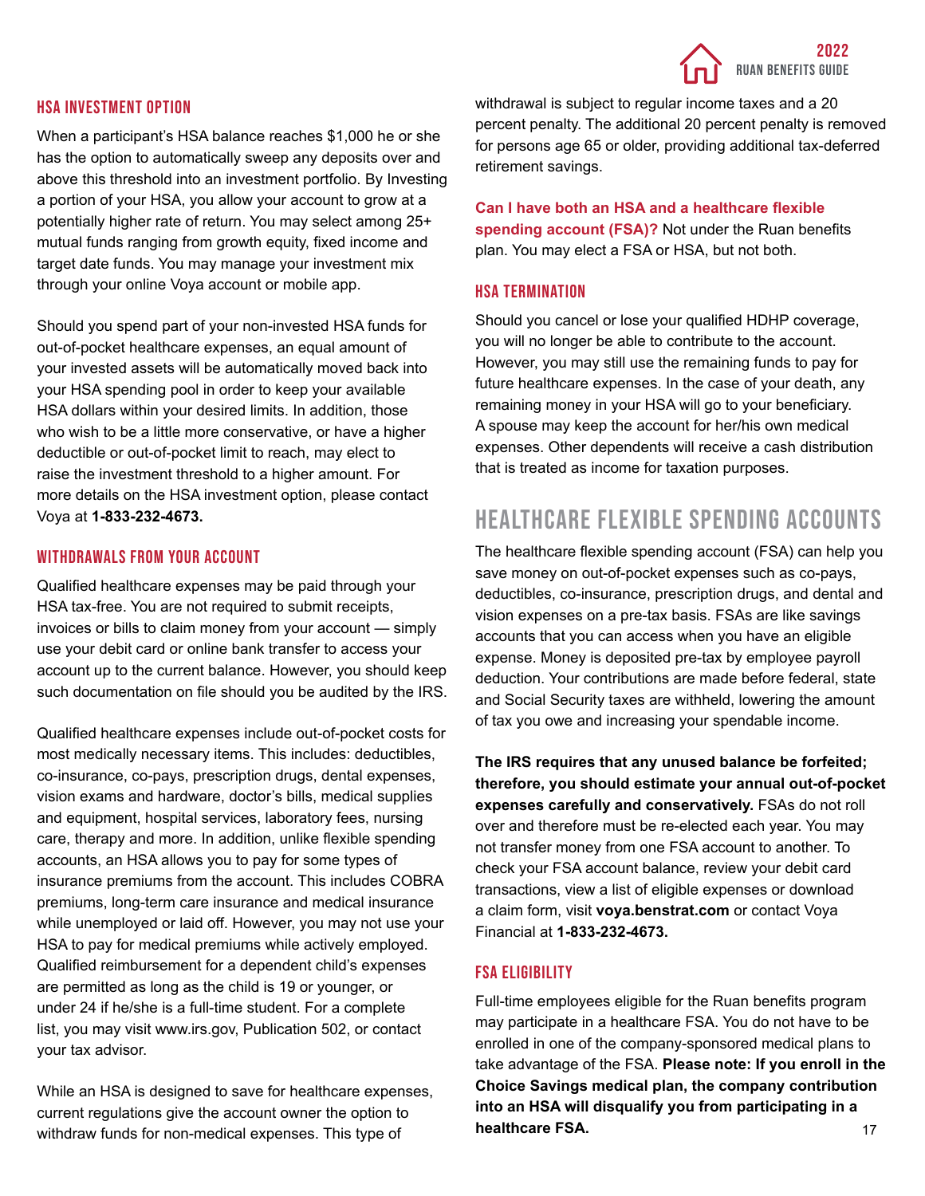### HSA INVESTMENT OPTION

When a participant's HSA balance reaches $1,000 he or she has the option to automatically sweep any deposits over and above this threshold into an investment portfolio. By Investing a portion of your HSA, you allow your account to grow at a potentially higher rate of return. You may select among 25+ mutual funds ranging from growth equity, fixed income and target date funds. You may manage your investment mix through your online Voya account or mobile app.

Should you spend part of your non-invested HSA funds for out-of-pocket healthcare expenses, an equal amount of your invested assets will be automatically moved back into your HSA spending pool in order to keep your available HSA dollars within your desired limits. In addition, those who wish to be a little more conservative, or have a higher deductible or out-of-pocket limit to reach, may elect to raise the investment threshold to a higher amount. For more details on the HSA investment option, please contact Voya at **1-833-232-4673.**

### WITHDRAWALS FROM YOUR ACCOUNT

Qualified healthcare expenses may be paid through your HSA tax-free. You are not required to submit receipts, invoices or bills to claim money from your account — simply use your debit card or online bank transfer to access your account up to the current balance. However, you should keep such documentation on file should you be audited by the IRS.

Qualified healthcare expenses include out-of-pocket costs for most medically necessary items. This includes: deductibles, co-insurance, co-pays, prescription drugs, dental expenses, vision exams and hardware, doctor's bills, medical supplies and equipment, hospital services, laboratory fees, nursing care, therapy and more. In addition, unlike flexible spending accounts, an HSA allows you to pay for some types of insurance premiums from the account. This includes COBRA premiums, long-term care insurance and medical insurance while unemployed or laid off. However, you may not use your HSA to pay for medical premiums while actively employed. Qualified reimbursement for a dependent child's expenses are permitted as long as the child is 19 or younger, or under 24 if he/she is a full-time student. For a complete list, you may visit www.irs.gov, Publication 502, or contact your tax advisor.

While an HSA is designed to save for healthcare expenses, current regulations give the account owner the option to withdraw funds for non-medical expenses. This type of withdrawal is subject to regular income taxes and a 20 percent penalty. The additional 20 percent penalty is removed for persons age 65 or older, providing additional tax-deferred retirement savings.

**Can I have both an HSA and a healthcare flexible spending account (FSA)?** Not under the Ruan benefits plan. You may elect a FSA or HSA, but not both.

### HSA TERMINATION

Should you cancel or lose your qualified HDHP coverage, you will no longer be able to contribute to the account. However, you may still use the remaining funds to pay for future healthcare expenses. In the case of your death, any remaining money in your HSA will go to your beneficiary. A spouse may keep the account for her/his own medical expenses. Other dependents will receive a cash distribution that is treated as income for taxation purposes.

## HEALTHCARE FLEXIBLE SPENDING ACCOUNTS

The healthcare flexible spending account (FSA) can help you save money on out-of-pocket expenses such as co-pays, deductibles, co-insurance, prescription drugs, and dental and vision expenses on a pre-tax basis. FSAs are like savings accounts that you can access when you have an eligible expense. Money is deposited pre-tax by employee payroll deduction. Your contributions are made before federal, state and Social Security taxes are withheld, lowering the amount of tax you owe and increasing your spendable income.

**The IRS requires that any unused balance be forfeited; therefore, you should estimate your annual out-of-pocket expenses carefully and conservatively.** FSAs do not roll over and therefore must be re-elected each year. You may not transfer money from one FSA account to another. To check your FSA account balance, review your debit card transactions, view a list of eligible expenses or download a claim form, visit **voya.benstrat.com** or contact Voya Financial at **1-833-232-4673.**

### FSA ELIGIBILITY

Full-time employees eligible for the Ruan benefits program may participate in a healthcare FSA. You do not have to be enrolled in one of the company-sponsored medical plans to take advantage of the FSA. **Please note: If you enroll in the Choice Savings medical plan, the company contribution into an HSA will disqualify you from participating in a healthcare FSA.**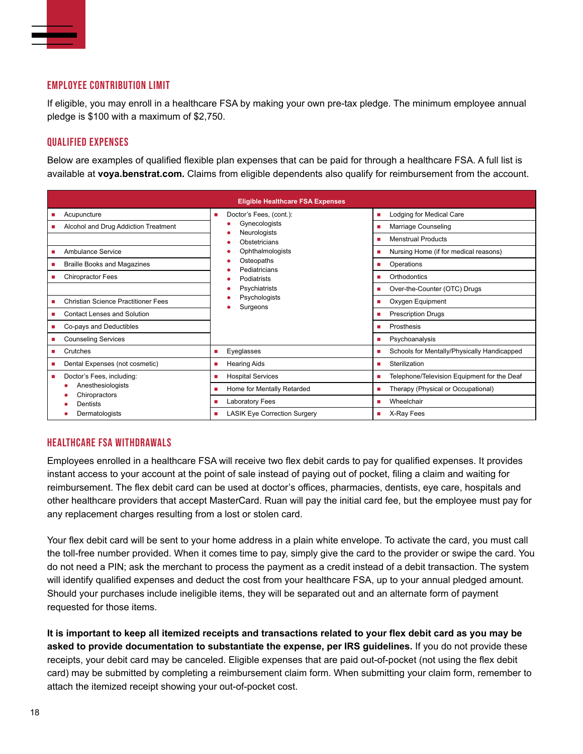## EMPLOYEE CONTRIBUTION LIMIT

If eligible, you may enroll in a healthcare FSA by making your own pre-tax pledge. The minimum employee annual pledge is $100 with a maximum of $2,750.

## QUALIFIED EXPENSES

Below are examples of qualified flexible plan expenses that can be paid for through a healthcare FSA. A full list is available at **voya.benstrat.com.** Claims from eligible dependents also qualify for reimbursement from the account.

| Eligible Healthcare FSA Expenses | | |
|---|---|---|
| Acupuncture | Doctor's Fees, (cont.): Gynecologists, Neurologists, Obstetricians, Ophthalmologists, Osteopaths, Pediatricians, Podiatrists, Psychiatrists, Psychologists, Surgeons | Lodging for Medical Care |
| Alcohol and Drug Addiction Treatment | | Marriage Counseling |
| | | Menstrual Products |
| Ambulance Service | | Nursing Home (if for medical reasons) |
| Braille Books and Magazines | | Operations |
| Chiropractor Fees | | Orthodontics |
| | | Over-the-Counter (OTC) Drugs |
| Christian Science Practitioner Fees | | Oxygen Equipment |
| Contact Lenses and Solution | | Prescription Drugs |
| Co-pays and Deductibles | | Prosthesis |
| Counseling Services | | Psychoanalysis |
| Crutches | Eyeglasses | Schools for Mentally/Physically Handicapped |
| Dental Expenses (not cosmetic) | Hearing Aids | Sterilization |
| Doctor's Fees, including: Anesthesiologists, Chiropractors, Dentists, Dermatologists | Hospital Services | Telephone/Television Equipment for the Deaf |
| | Home for Mentally Retarded | Therapy (Physical or Occupational) |
| | Laboratory Fees | Wheelchair |
| | LASIK Eye Correction Surgery | X-Ray Fees |

## HEALTHCARE FSA WITHDRAWALS

Employees enrolled in a healthcare FSA will receive two flex debit cards to pay for qualified expenses. It provides instant access to your account at the point of sale instead of paying out of pocket, filing a claim and waiting for reimbursement. The flex debit card can be used at doctor's offices, pharmacies, dentists, eye care, hospitals and other healthcare providers that accept MasterCard. Ruan will pay the initial card fee, but the employee must pay for any replacement charges resulting from a lost or stolen card.

Your flex debit card will be sent to your home address in a plain white envelope. To activate the card, you must call the toll-free number provided. When it comes time to pay, simply give the card to the provider or swipe the card. You do not need a PIN; ask the merchant to process the payment as a credit instead of a debit transaction. The system will identify qualified expenses and deduct the cost from your healthcare FSA, up to your annual pledged amount. Should your purchases include ineligible items, they will be separated out and an alternate form of payment requested for those items.

**It is important to keep all itemized receipts and transactions related to your flex debit card as you may be asked to provide documentation to substantiate the expense, per IRS guidelines.** If you do not provide these receipts, your debit card may be canceled. Eligible expenses that are paid out-of-pocket (not using the flex debit card) may be submitted by completing a reimbursement claim form. When submitting your claim form, remember to attach the itemized receipt showing your out-of-pocket cost.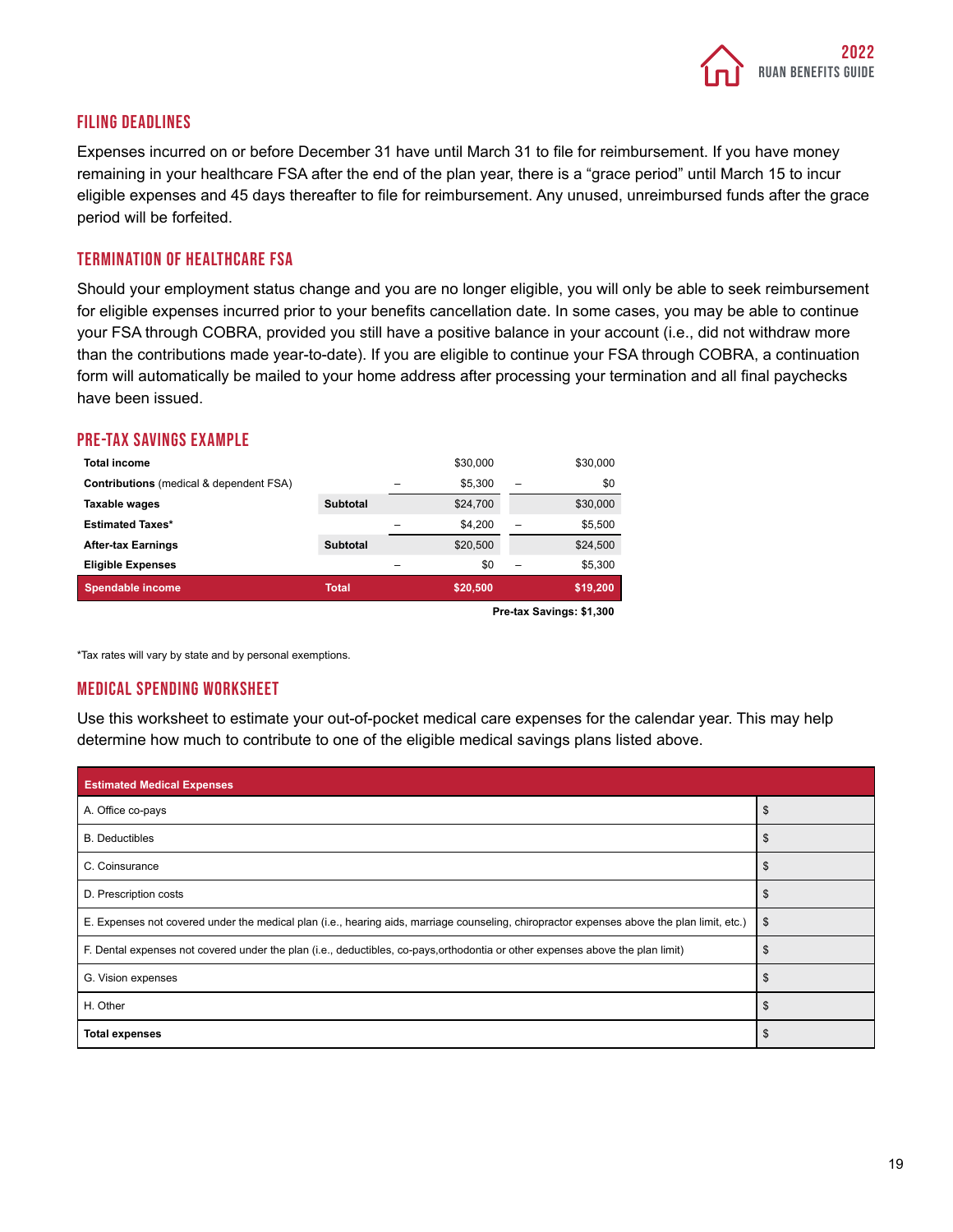## FILING DEADLINES

Expenses incurred on or before December 31 have until March 31 to file for reimbursement. If you have money remaining in your healthcare FSA after the end of the plan year, there is a "grace period" until March 15 to incur eligible expenses and 45 days thereafter to file for reimbursement. Any unused, unreimbursed funds after the grace period will be forfeited.

## TERMINATION OF HEALTHCARE FSA

Should your employment status change and you are no longer eligible, you will only be able to seek reimbursement for eligible expenses incurred prior to your benefits cancellation date. In some cases, you may be able to continue your FSA through COBRA, provided you still have a positive balance in your account (i.e., did not withdraw more than the contributions made year-to-date). If you are eligible to continue your FSA through COBRA, a continuation form will automatically be mailed to your home address after processing your termination and all final paychecks have been issued.

## PRE-TAX SAVINGS EXAMPLE

| | | | | | |
|---|---|---|---|---|---|
| **Total income** | | | $30,000 | | $30,000 |
| **Contributions** (medical & dependent FSA) | | – | $5,300 | – | $0 |
| **Taxable wages** | **Subtotal** | | $24,700 | | $30,000 |
| **Estimated Taxes*** | | – | $4,200 | – | $5,500 |
| **After-tax Earnings** | **Subtotal** | | $20,500 | | $24,500 |
| **Eligible Expenses** | | – | $0 | – | $5,300 |
| **Spendable income** | **Total** | | **$20,500** | | **$19,200** |
| | | | | | **Pre-tax Savings: $1,300** |

*Tax rates will vary by state and by personal exemptions.

## MEDICAL SPENDING WORKSHEET

Use this worksheet to estimate your out-of-pocket medical care expenses for the calendar year. This may help determine how much to contribute to one of the eligible medical savings plans listed above.

| Estimated Medical Expenses | |
|---|---|
| A. Office co-pays | $ |
| B. Deductibles | $ |
| C. Coinsurance | $ |
| D. Prescription costs | $ |
| E. Expenses not covered under the medical plan (i.e., hearing aids, marriage counseling, chiropractor expenses above the plan limit, etc.) | $ |
| F. Dental expenses not covered under the plan (i.e., deductibles, co-pays,orthodontia or other expenses above the plan limit) | $ |
| G. Vision expenses | $ |
| H. Other | $ |
| **Total expenses** | $ |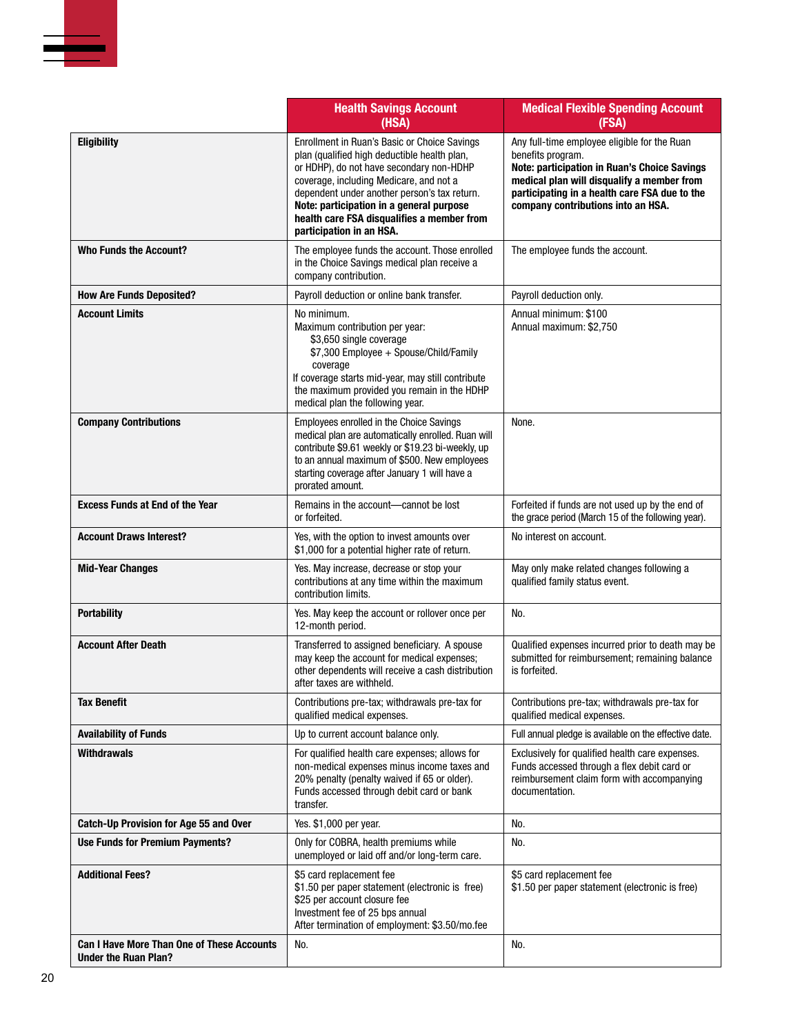| | Health Savings Account (HSA) | Medical Flexible Spending Account (FSA) |
|---|---|---|
| **Eligibility** | Enrollment in Ruan's Basic or Choice Savings plan (qualified high deductible health plan, or HDHP), do not have secondary non-HDHP coverage, including Medicare, and not a dependent under another person's tax return. **Note: participation in a general purpose health care FSA disqualifies a member from participation in an HSA.** | Any full-time employee eligible for the Ruan benefits program. **Note: participation in Ruan's Choice Savings medical plan will disqualify a member from participating in a health care FSA due to the company contributions into an HSA.** |
| **Who Funds the Account?** | The employee funds the account. Those enrolled in the Choice Savings medical plan receive a company contribution. | The employee funds the account. |
| **How Are Funds Deposited?** | Payroll deduction or online bank transfer. | Payroll deduction only. |
| **Account Limits** | No minimum.<br>Maximum contribution per year:<br>$3,650 single coverage<br>$7,300 Employee + Spouse/Child/Family coverage<br>If coverage starts mid-year, may still contribute the maximum provided you remain in the HDHP medical plan the following year. | Annual minimum: $100<br>Annual maximum: $2,750 |
| **Company Contributions** | Employees enrolled in the Choice Savings medical plan are automatically enrolled. Ruan will contribute $9.61 weekly or $19.23 bi-weekly, up to an annual maximum of $500. New employees starting coverage after January 1 will have a prorated amount. | None. |
| **Excess Funds at End of the Year** | Remains in the account—cannot be lost or forfeited. | Forfeited if funds are not used up by the end of the grace period (March 15 of the following year). |
| **Account Draws Interest?** | Yes, with the option to invest amounts over $1,000 for a potential higher rate of return. | No interest on account. |
| **Mid-Year Changes** | Yes. May increase, decrease or stop your contributions at any time within the maximum contribution limits. | May only make related changes following a qualified family status event. |
| **Portability** | Yes. May keep the account or rollover once per 12-month period. | No. |
| **Account After Death** | Transferred to assigned beneficiary. A spouse may keep the account for medical expenses; other dependents will receive a cash distribution after taxes are withheld. | Qualified expenses incurred prior to death may be submitted for reimbursement; remaining balance is forfeited. |
| **Tax Benefit** | Contributions pre-tax; withdrawals pre-tax for qualified medical expenses. | Contributions pre-tax; withdrawals pre-tax for qualified medical expenses. |
| **Availability of Funds** | Up to current account balance only. | Full annual pledge is available on the effective date. |
| **Withdrawals** | For qualified health care expenses; allows for non-medical expenses minus income taxes and 20% penalty (penalty waived if 65 or older). Funds accessed through debit card or bank transfer. | Exclusively for qualified health care expenses. Funds accessed through a flex debit card or reimbursement claim form with accompanying documentation. |
| **Catch-Up Provision for Age 55 and Over** | Yes. $1,000 per year. | No. |
| **Use Funds for Premium Payments?** | Only for COBRA, health premiums while unemployed or laid off and/or long-term care. | No. |
| **Additional Fees?** | $5 card replacement fee<br>$1.50 per paper statement (electronic is free)<br>$25 per account closure fee<br>Investment fee of 25 bps annual<br>After termination of employment: $3.50/mo.fee | $5 card replacement fee<br>$1.50 per paper statement (electronic is free) |
| **Can I Have More Than One of These Accounts Under the Ruan Plan?** | No. | No. |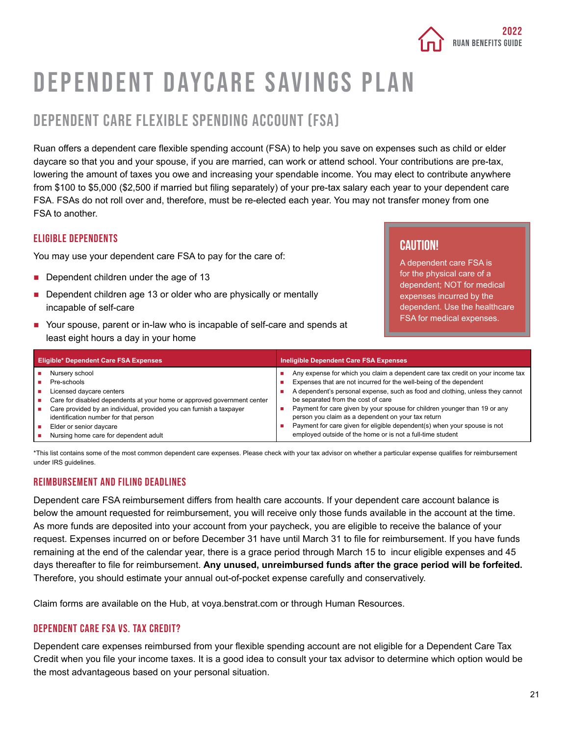# DEPENDENT DAYCARE SAVINGS PLAN

## DEPENDENT CARE FLEXIBLE SPENDING ACCOUNT (FSA)

Ruan offers a dependent care flexible spending account (FSA) to help you save on expenses such as child or elder daycare so that you and your spouse, if you are married, can work or attend school. Your contributions are pre-tax, lowering the amount of taxes you owe and increasing your spendable income. You may elect to contribute anywhere from $100 to $5,000 ($2,500 if married but filing separately) of your pre-tax salary each year to your dependent care FSA. FSAs do not roll over and, therefore, must be re-elected each year. You may not transfer money from one FSA to another.

### ELIGIBLE DEPENDENTS

You may use your dependent care FSA to pay for the care of:

- Dependent children under the age of 13
- Dependent children age 13 or older who are physically or mentally incapable of self-care
- Your spouse, parent or in-law who is incapable of self-care and spends at least eight hours a day in your home

> **CAUTION!**
>
> A dependent care FSA is for the physical care of a dependent; NOT for medical expenses incurred by the dependent. Use the healthcare FSA for medical expenses.

| Eligible* Dependent Care FSA Expenses | Ineligible Dependent Care FSA Expenses |
|---|---|
| Nursery school | Any expense for which you claim a dependent care tax credit on your income tax |
| Pre-schools | Expenses that are not incurred for the well-being of the dependent |
| Licensed daycare centers | A dependent's personal expense, such as food and clothing, unless they cannot be separated from the cost of care |
| Care for disabled dependents at your home or approved government center | Payment for care given by your spouse for children younger than 19 or any person you claim as a dependent on your tax return |
| Care provided by an individual, provided you can furnish a taxpayer identification number for that person | Payment for care given for eligible dependent(s) when your spouse is not employed outside of the home or is not a full-time student |
| Elder or senior daycare | |
| Nursing home care for dependent adult | |

*This list contains some of the most common dependent care expenses. Please check with your tax advisor on whether a particular expense qualifies for reimbursement under IRS guidelines.

### REIMBURSEMENT AND FILING DEADLINES

Dependent care FSA reimbursement differs from health care accounts. If your dependent care account balance is below the amount requested for reimbursement, you will receive only those funds available in the account at the time. As more funds are deposited into your account from your paycheck, you are eligible to receive the balance of your request. Expenses incurred on or before December 31 have until March 31 to file for reimbursement. If you have funds remaining at the end of the calendar year, there is a grace period through March 15 to incur eligible expenses and 45 days thereafter to file for reimbursement. **Any unused, unreimbursed funds after the grace period will be forfeited.** Therefore, you should estimate your annual out-of-pocket expense carefully and conservatively.

Claim forms are available on the Hub, at voya.benstrat.com or through Human Resources.

### DEPENDENT CARE FSA VS. TAX CREDIT?

Dependent care expenses reimbursed from your flexible spending account are not eligible for a Dependent Care Tax Credit when you file your income taxes. It is a good idea to consult your tax advisor to determine which option would be the most advantageous based on your personal situation.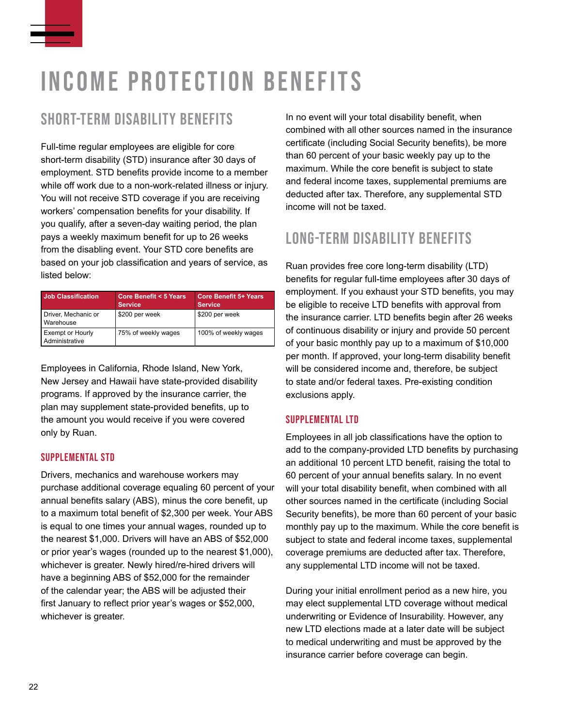# INCOME PROTECTION BENEFITS

## SHORT-TERM DISABILITY BENEFITS

Full-time regular employees are eligible for core short-term disability (STD) insurance after 30 days of employment. STD benefits provide income to a member while off work due to a non-work-related illness or injury. You will not receive STD coverage if you are receiving workers' compensation benefits for your disability. If you qualify, after a seven-day waiting period, the plan pays a weekly maximum benefit for up to 26 weeks from the disabling event. Your STD core benefits are based on your job classification and years of service, as listed below:

| Job Classification | Core Benefit < 5 Years Service | Core Benefit 5+ Years Service |
|---|---|---|
| Driver, Mechanic or Warehouse | $200 per week | $200 per week |
| Exempt or Hourly Administrative | 75% of weekly wages | 100% of weekly wages |

Employees in California, Rhode Island, New York, New Jersey and Hawaii have state-provided disability programs. If approved by the insurance carrier, the plan may supplement state-provided benefits, up to the amount you would receive if you were covered only by Ruan.

### SUPPLEMENTAL STD

Drivers, mechanics and warehouse workers may purchase additional coverage equaling 60 percent of your annual benefits salary (ABS), minus the core benefit, up to a maximum total benefit of $2,300 per week. Your ABS is equal to one times your annual wages, rounded up to the nearest $1,000. Drivers will have an ABS of $52,000 or prior year's wages (rounded up to the nearest $1,000), whichever is greater. Newly hired/re-hired drivers will have a beginning ABS of $52,000 for the remainder of the calendar year; the ABS will be adjusted their first January to reflect prior year's wages or $52,000, whichever is greater.

In no event will your total disability benefit, when combined with all other sources named in the insurance certificate (including Social Security benefits), be more than 60 percent of your basic weekly pay up to the maximum. While the core benefit is subject to state and federal income taxes, supplemental premiums are deducted after tax. Therefore, any supplemental STD income will not be taxed.

## LONG-TERM DISABILITY BENEFITS

Ruan provides free core long-term disability (LTD) benefits for regular full-time employees after 30 days of employment. If you exhaust your STD benefits, you may be eligible to receive LTD benefits with approval from the insurance carrier. LTD benefits begin after 26 weeks of continuous disability or injury and provide 50 percent of your basic monthly pay up to a maximum of $10,000 per month. If approved, your long-term disability benefit will be considered income and, therefore, be subject to state and/or federal taxes. Pre-existing condition exclusions apply.

### SUPPLEMENTAL LTD

Employees in all job classifications have the option to add to the company-provided LTD benefits by purchasing an additional 10 percent LTD benefit, raising the total to 60 percent of your annual benefits salary. In no event will your total disability benefit, when combined with all other sources named in the certificate (including Social Security benefits), be more than 60 percent of your basic monthly pay up to the maximum. While the core benefit is subject to state and federal income taxes, supplemental coverage premiums are deducted after tax. Therefore, any supplemental LTD income will not be taxed.

During your initial enrollment period as a new hire, you may elect supplemental LTD coverage without medical underwriting or Evidence of Insurability. However, any new LTD elections made at a later date will be subject to medical underwriting and must be approved by the insurance carrier before coverage can begin.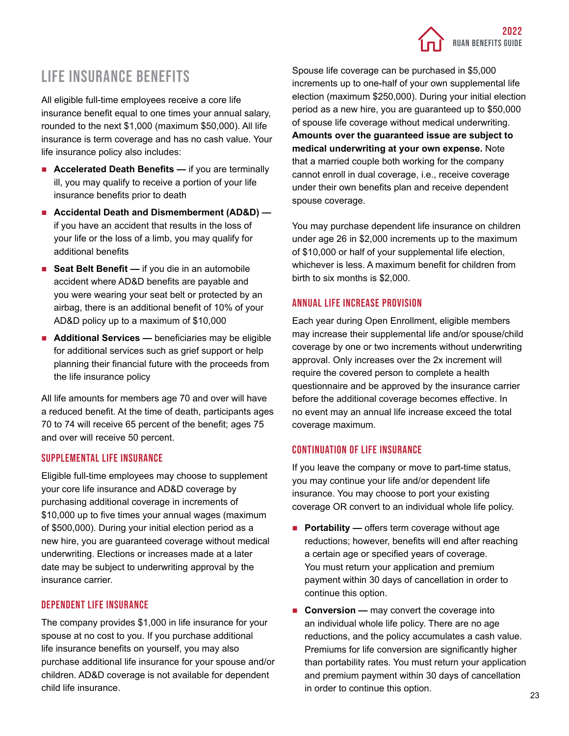# LIFE INSURANCE BENEFITS

All eligible full-time employees receive a core life insurance benefit equal to one times your annual salary, rounded to the next $1,000 (maximum $50,000). All life insurance is term coverage and has no cash value. Your life insurance policy also includes:

- **Accelerated Death Benefits —** if you are terminally ill, you may qualify to receive a portion of your life insurance benefits prior to death
- **Accidental Death and Dismemberment (AD&D) —** if you have an accident that results in the loss of your life or the loss of a limb, you may qualify for additional benefits
- **Seat Belt Benefit —** if you die in an automobile accident where AD&D benefits are payable and you were wearing your seat belt or protected by an airbag, there is an additional benefit of 10% of your AD&D policy up to a maximum of $10,000
- **Additional Services —** beneficiaries may be eligible for additional services such as grief support or help planning their financial future with the proceeds from the life insurance policy

All life amounts for members age 70 and over will have a reduced benefit. At the time of death, participants ages 70 to 74 will receive 65 percent of the benefit; ages 75 and over will receive 50 percent.

## SUPPLEMENTAL LIFE INSURANCE

Eligible full-time employees may choose to supplement your core life insurance and AD&D coverage by purchasing additional coverage in increments of $10,000 up to five times your annual wages (maximum of $500,000). During your initial election period as a new hire, you are guaranteed coverage without medical underwriting. Elections or increases made at a later date may be subject to underwriting approval by the insurance carrier.

## DEPENDENT LIFE INSURANCE

The company provides $1,000 in life insurance for your spouse at no cost to you. If you purchase additional life insurance benefits on yourself, you may also purchase additional life insurance for your spouse and/or children. AD&D coverage is not available for dependent child life insurance.

Spouse life coverage can be purchased in $5,000 increments up to one-half of your own supplemental life election (maximum $250,000). During your initial election period as a new hire, you are guaranteed up to $50,000 of spouse life coverage without medical underwriting. **Amounts over the guaranteed issue are subject to medical underwriting at your own expense.** Note that a married couple both working for the company cannot enroll in dual coverage, i.e., receive coverage under their own benefits plan and receive dependent spouse coverage.

You may purchase dependent life insurance on children under age 26 in $2,000 increments up to the maximum of $10,000 or half of your supplemental life election, whichever is less. A maximum benefit for children from birth to six months is $2,000.

## ANNUAL LIFE INCREASE PROVISION

Each year during Open Enrollment, eligible members may increase their supplemental life and/or spouse/child coverage by one or two increments without underwriting approval. Only increases over the 2x increment will require the covered person to complete a health questionnaire and be approved by the insurance carrier before the additional coverage becomes effective. In no event may an annual life increase exceed the total coverage maximum.

## CONTINUATION OF LIFE INSURANCE

If you leave the company or move to part-time status, you may continue your life and/or dependent life insurance. You may choose to port your existing coverage OR convert to an individual whole life policy.

- **Portability —** offers term coverage without age reductions; however, benefits will end after reaching a certain age or specified years of coverage. You must return your application and premium payment within 30 days of cancellation in order to continue this option.
- **Conversion —** may convert the coverage into an individual whole life policy. There are no age reductions, and the policy accumulates a cash value. Premiums for life conversion are significantly higher than portability rates. You must return your application and premium payment within 30 days of cancellation in order to continue this option.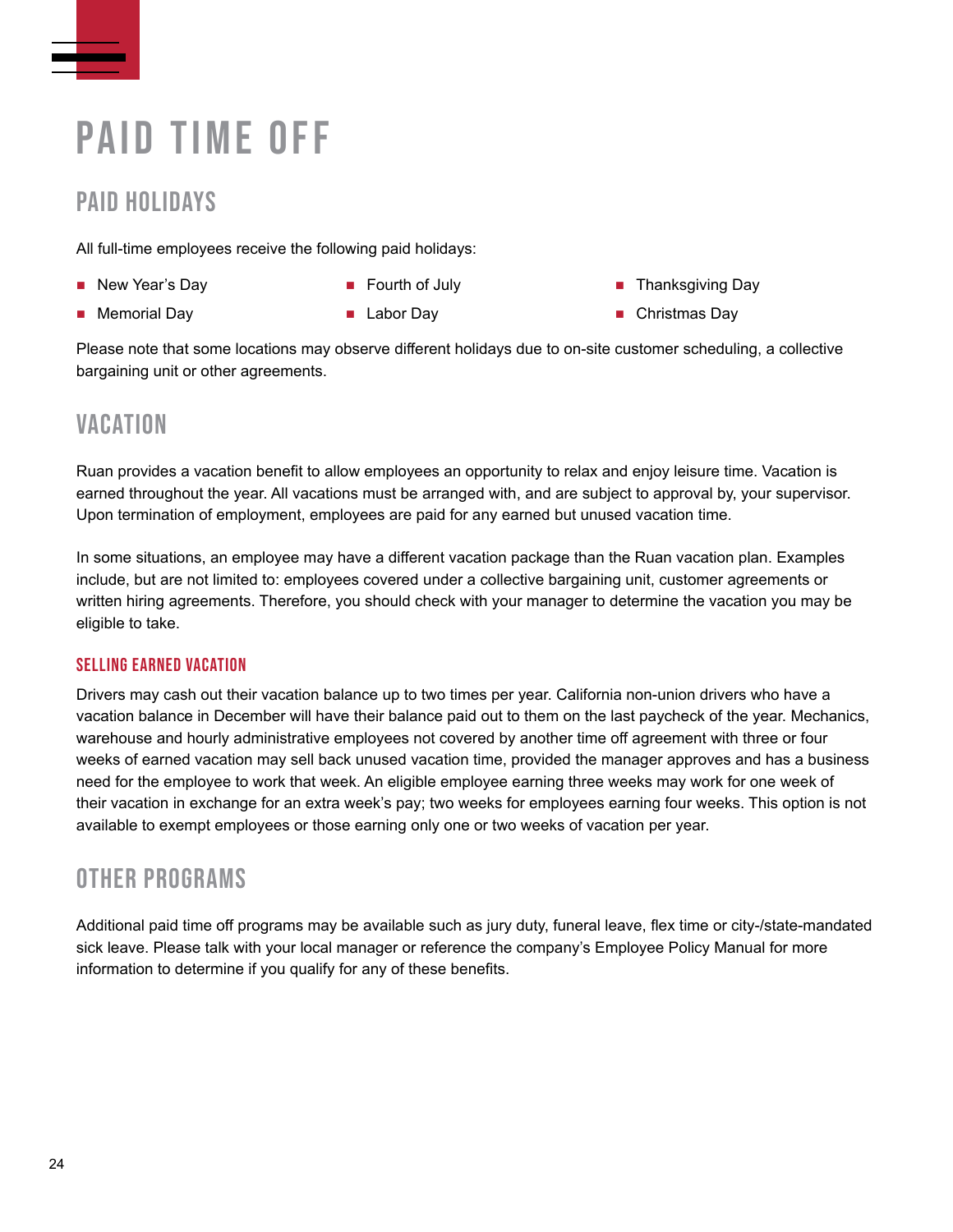# PAID TIME OFF

## PAID HOLIDAYS

All full-time employees receive the following paid holidays:

- New Year's Day
- Memorial Day
- Fourth of July
- Labor Day
- Thanksgiving Day
- Christmas Day

Please note that some locations may observe different holidays due to on-site customer scheduling, a collective bargaining unit or other agreements.

## VACATION

Ruan provides a vacation benefit to allow employees an opportunity to relax and enjoy leisure time. Vacation is earned throughout the year. All vacations must be arranged with, and are subject to approval by, your supervisor. Upon termination of employment, employees are paid for any earned but unused vacation time.

In some situations, an employee may have a different vacation package than the Ruan vacation plan. Examples include, but are not limited to: employees covered under a collective bargaining unit, customer agreements or written hiring agreements. Therefore, you should check with your manager to determine the vacation you may be eligible to take.

### SELLING EARNED VACATION

Drivers may cash out their vacation balance up to two times per year. California non-union drivers who have a vacation balance in December will have their balance paid out to them on the last paycheck of the year. Mechanics, warehouse and hourly administrative employees not covered by another time off agreement with three or four weeks of earned vacation may sell back unused vacation time, provided the manager approves and has a business need for the employee to work that week. An eligible employee earning three weeks may work for one week of their vacation in exchange for an extra week's pay; two weeks for employees earning four weeks. This option is not available to exempt employees or those earning only one or two weeks of vacation per year.

## OTHER PROGRAMS

Additional paid time off programs may be available such as jury duty, funeral leave, flex time or city-/state-mandated sick leave. Please talk with your local manager or reference the company's Employee Policy Manual for more information to determine if you qualify for any of these benefits.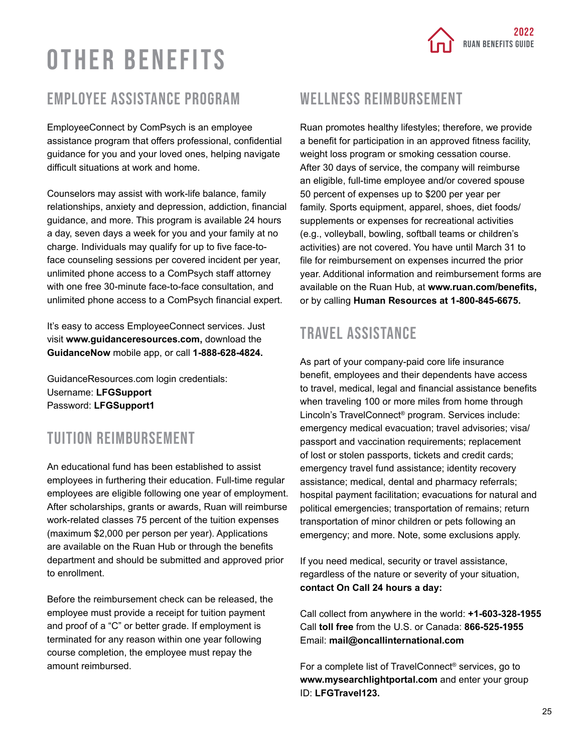# OTHER BENEFITS

## EMPLOYEE ASSISTANCE PROGRAM

EmployeeConnect by ComPsych is an employee assistance program that offers professional, confidential guidance for you and your loved ones, helping navigate difficult situations at work and home.

Counselors may assist with work-life balance, family relationships, anxiety and depression, addiction, financial guidance, and more. This program is available 24 hours a day, seven days a week for you and your family at no charge. Individuals may qualify for up to five face-to-face counseling sessions per covered incident per year, unlimited phone access to a ComPsych staff attorney with one free 30-minute face-to-face consultation, and unlimited phone access to a ComPsych financial expert.

It's easy to access EmployeeConnect services. Just visit **www.guidanceresources.com,** download the **GuidanceNow** mobile app, or call **1-888-628-4824.**

GuidanceResources.com login credentials:
Username: **LFGSupport**
Password: **LFGSupport1**

## TUITION REIMBURSEMENT

An educational fund has been established to assist employees in furthering their education. Full-time regular employees are eligible following one year of employment. After scholarships, grants or awards, Ruan will reimburse work-related classes 75 percent of the tuition expenses (maximum $2,000 per person per year). Applications are available on the Ruan Hub or through the benefits department and should be submitted and approved prior to enrollment.

Before the reimbursement check can be released, the employee must provide a receipt for tuition payment and proof of a "C" or better grade. If employment is terminated for any reason within one year following course completion, the employee must repay the amount reimbursed.

## WELLNESS REIMBURSEMENT

Ruan promotes healthy lifestyles; therefore, we provide a benefit for participation in an approved fitness facility, weight loss program or smoking cessation course. After 30 days of service, the company will reimburse an eligible, full-time employee and/or covered spouse 50 percent of expenses up to $200 per year per family. Sports equipment, apparel, shoes, diet foods/supplements or expenses for recreational activities (e.g., volleyball, bowling, softball teams or children's activities) are not covered. You have until March 31 to file for reimbursement on expenses incurred the prior year. Additional information and reimbursement forms are available on the Ruan Hub, at **www.ruan.com/benefits,** or by calling **Human Resources at 1-800-845-6675.**

## TRAVEL ASSISTANCE

As part of your company-paid core life insurance benefit, employees and their dependents have access to travel, medical, legal and financial assistance benefits when traveling 100 or more miles from home through Lincoln's TravelConnect® program. Services include: emergency medical evacuation; travel advisories; visa/passport and vaccination requirements; replacement of lost or stolen passports, tickets and credit cards; emergency travel fund assistance; identity recovery assistance; medical, dental and pharmacy referrals; hospital payment facilitation; evacuations for natural and political emergencies; transportation of remains; return transportation of minor children or pets following an emergency; and more. Note, some exclusions apply.

If you need medical, security or travel assistance, regardless of the nature or severity of your situation, **contact On Call 24 hours a day:**

Call collect from anywhere in the world: **+1-603-328-1955**
Call **toll free** from the U.S. or Canada: **866-525-1955**
Email: **mail@oncallinternational.com**

For a complete list of TravelConnect® services, go to **www.mysearchlightportal.com** and enter your group ID: **LFGTravel123.**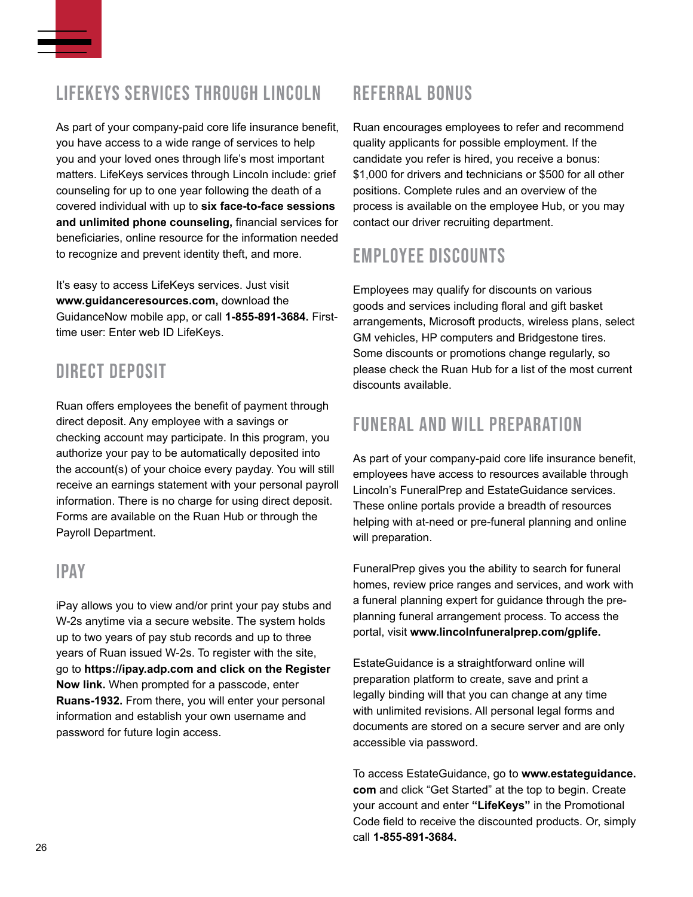## LIFEKEYS SERVICES THROUGH LINCOLN

As part of your company-paid core life insurance benefit, you have access to a wide range of services to help you and your loved ones through life's most important matters. LifeKeys services through Lincoln include: grief counseling for up to one year following the death of a covered individual with up to **six face-to-face sessions and unlimited phone counseling,** financial services for beneficiaries, online resource for the information needed to recognize and prevent identity theft, and more.

It's easy to access LifeKeys services. Just visit **www.guidanceresources.com,** download the GuidanceNow mobile app, or call **1-855-891-3684.** First-time user: Enter web ID LifeKeys.

## DIRECT DEPOSIT

Ruan offers employees the benefit of payment through direct deposit. Any employee with a savings or checking account may participate. In this program, you authorize your pay to be automatically deposited into the account(s) of your choice every payday. You will still receive an earnings statement with your personal payroll information. There is no charge for using direct deposit. Forms are available on the Ruan Hub or through the Payroll Department.

## IPAY

iPay allows you to view and/or print your pay stubs and W-2s anytime via a secure website. The system holds up to two years of pay stub records and up to three years of Ruan issued W-2s. To register with the site, go to **https://ipay.adp.com and click on the Register Now link.** When prompted for a passcode, enter **Ruans-1932.** From there, you will enter your personal information and establish your own username and password for future login access.

## REFERRAL BONUS

Ruan encourages employees to refer and recommend quality applicants for possible employment. If the candidate you refer is hired, you receive a bonus: $1,000 for drivers and technicians or $500 for all other positions. Complete rules and an overview of the process is available on the employee Hub, or you may contact our driver recruiting department.

## EMPLOYEE DISCOUNTS

Employees may qualify for discounts on various goods and services including floral and gift basket arrangements, Microsoft products, wireless plans, select GM vehicles, HP computers and Bridgestone tires. Some discounts or promotions change regularly, so please check the Ruan Hub for a list of the most current discounts available.

## FUNERAL AND WILL PREPARATION

As part of your company-paid core life insurance benefit, employees have access to resources available through Lincoln's FuneralPrep and EstateGuidance services. These online portals provide a breadth of resources helping with at-need or pre-funeral planning and online will preparation.

FuneralPrep gives you the ability to search for funeral homes, review price ranges and services, and work with a funeral planning expert for guidance through the pre-planning funeral arrangement process. To access the portal, visit **www.lincolnfuneralprep.com/gplife.**

EstateGuidance is a straightforward online will preparation platform to create, save and print a legally binding will that you can change at any time with unlimited revisions. All personal legal forms and documents are stored on a secure server and are only accessible via password.

To access EstateGuidance, go to **www.estateguidance.com** and click "Get Started" at the top to begin. Create your account and enter **"LifeKeys"** in the Promotional Code field to receive the discounted products. Or, simply call **1-855-891-3684.**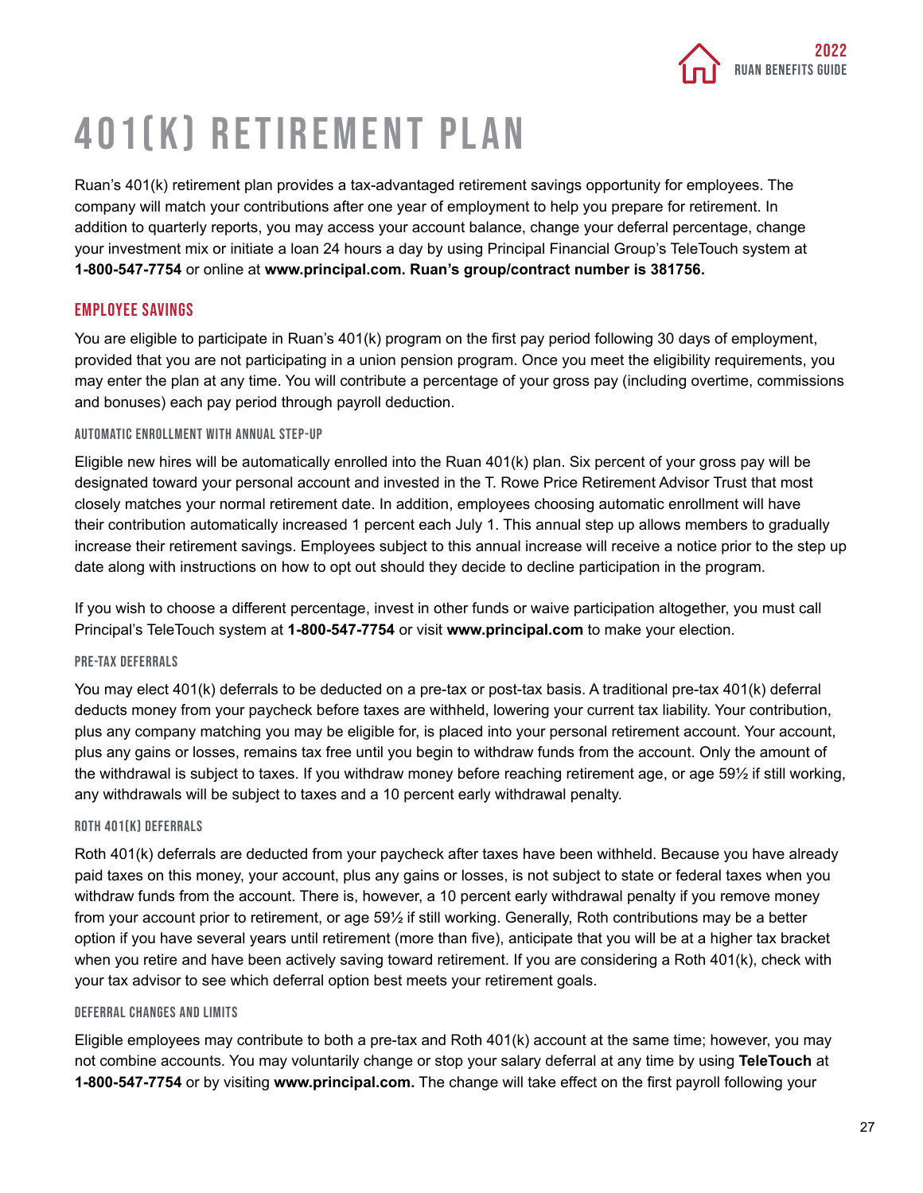# 401(K) RETIREMENT PLAN

Ruan's 401(k) retirement plan provides a tax-advantaged retirement savings opportunity for employees. The company will match your contributions after one year of employment to help you prepare for retirement. In addition to quarterly reports, you may access your account balance, change your deferral percentage, change your investment mix or initiate a loan 24 hours a day by using Principal Financial Group's TeleTouch system at **1-800-547-7754** or online at **www.principal.com. Ruan's group/contract number is 381756.**

## EMPLOYEE SAVINGS

You are eligible to participate in Ruan's 401(k) program on the first pay period following 30 days of employment, provided that you are not participating in a union pension program. Once you meet the eligibility requirements, you may enter the plan at any time. You will contribute a percentage of your gross pay (including overtime, commissions and bonuses) each pay period through payroll deduction.

### AUTOMATIC ENROLLMENT WITH ANNUAL STEP-UP

Eligible new hires will be automatically enrolled into the Ruan 401(k) plan. Six percent of your gross pay will be designated toward your personal account and invested in the T. Rowe Price Retirement Advisor Trust that most closely matches your normal retirement date. In addition, employees choosing automatic enrollment will have their contribution automatically increased 1 percent each July 1. This annual step up allows members to gradually increase their retirement savings. Employees subject to this annual increase will receive a notice prior to the step up date along with instructions on how to opt out should they decide to decline participation in the program.

If you wish to choose a different percentage, invest in other funds or waive participation altogether, you must call Principal's TeleTouch system at **1-800-547-7754** or visit **www.principal.com** to make your election.

### PRE-TAX DEFERRALS

You may elect 401(k) deferrals to be deducted on a pre-tax or post-tax basis. A traditional pre-tax 401(k) deferral deducts money from your paycheck before taxes are withheld, lowering your current tax liability. Your contribution, plus any company matching you may be eligible for, is placed into your personal retirement account. Your account, plus any gains or losses, remains tax free until you begin to withdraw funds from the account. Only the amount of the withdrawal is subject to taxes. If you withdraw money before reaching retirement age, or age 59½ if still working, any withdrawals will be subject to taxes and a 10 percent early withdrawal penalty.

### ROTH 401(K) DEFERRALS

Roth 401(k) deferrals are deducted from your paycheck after taxes have been withheld. Because you have already paid taxes on this money, your account, plus any gains or losses, is not subject to state or federal taxes when you withdraw funds from the account. There is, however, a 10 percent early withdrawal penalty if you remove money from your account prior to retirement, or age 59½ if still working. Generally, Roth contributions may be a better option if you have several years until retirement (more than five), anticipate that you will be at a higher tax bracket when you retire and have been actively saving toward retirement. If you are considering a Roth 401(k), check with your tax advisor to see which deferral option best meets your retirement goals.

### DEFERRAL CHANGES AND LIMITS

Eligible employees may contribute to both a pre-tax and Roth 401(k) account at the same time; however, you may not combine accounts. You may voluntarily change or stop your salary deferral at any time by using **TeleTouch** at **1-800-547-7754** or by visiting **www.principal.com.** The change will take effect on the first payroll following your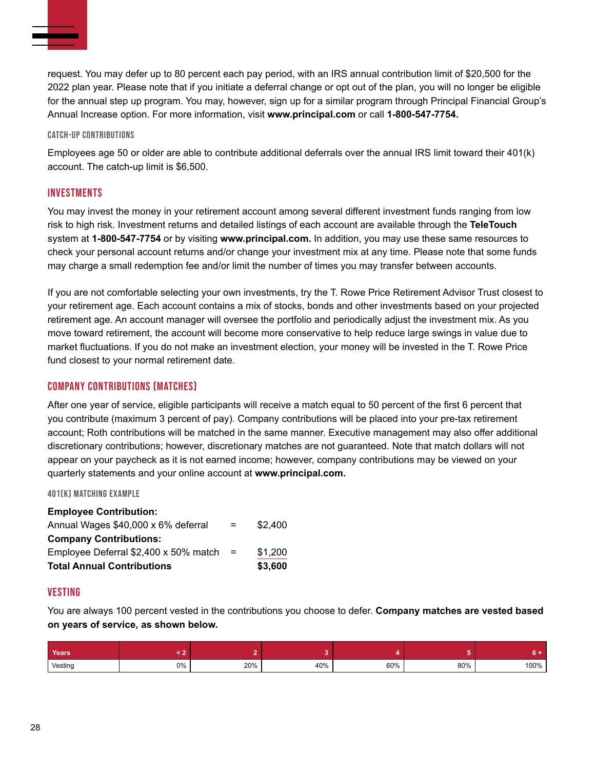request. You may defer up to 80 percent each pay period, with an IRS annual contribution limit of $20,500 for the 2022 plan year. Please note that if you initiate a deferral change or opt out of the plan, you will no longer be eligible for the annual step up program. You may, however, sign up for a similar program through Principal Financial Group's Annual Increase option. For more information, visit **www.principal.com** or call **1-800-547-7754.**

### CATCH-UP CONTRIBUTIONS

Employees age 50 or older are able to contribute additional deferrals over the annual IRS limit toward their 401(k) account. The catch-up limit is $6,500.

## INVESTMENTS

You may invest the money in your retirement account among several different investment funds ranging from low risk to high risk. Investment returns and detailed listings of each account are available through the **TeleTouch** system at **1-800-547-7754** or by visiting **www.principal.com.** In addition, you may use these same resources to check your personal account returns and/or change your investment mix at any time. Please note that some funds may charge a small redemption fee and/or limit the number of times you may transfer between accounts.

If you are not comfortable selecting your own investments, try the T. Rowe Price Retirement Advisor Trust closest to your retirement age. Each account contains a mix of stocks, bonds and other investments based on your projected retirement age. An account manager will oversee the portfolio and periodically adjust the investment mix. As you move toward retirement, the account will become more conservative to help reduce large swings in value due to market fluctuations. If you do not make an investment election, your money will be invested in the T. Rowe Price fund closest to your normal retirement date.

## COMPANY CONTRIBUTIONS (MATCHES)

After one year of service, eligible participants will receive a match equal to 50 percent of the first 6 percent that you contribute (maximum 3 percent of pay). Company contributions will be placed into your pre-tax retirement account; Roth contributions will be matched in the same manner. Executive management may also offer additional discretionary contributions; however, discretionary matches are not guaranteed. Note that match dollars will not appear on your paycheck as it is not earned income; however, company contributions may be viewed on your quarterly statements and your online account at **www.principal.com.**

### 401(K) MATCHING EXAMPLE

| | | |
|---|---|---|
| **Employee Contribution:** | | |
| Annual Wages $40,000 x 6% deferral | = | $2,400 |
| **Company Contributions:** | | |
| Employee Deferral $2,400 x 50% match | = | $1,200 |
| **Total Annual Contributions** | | **$3,600** |

## VESTING

You are always 100 percent vested in the contributions you choose to defer. **Company matches are vested based on years of service, as shown below.**

| Years | < 2 | 2 | 3 | 4 | 5 | 6 + |
|---|---|---|---|---|---|---|
| Vesting | 0% | 20% | 40% | 60% | 80% | 100% |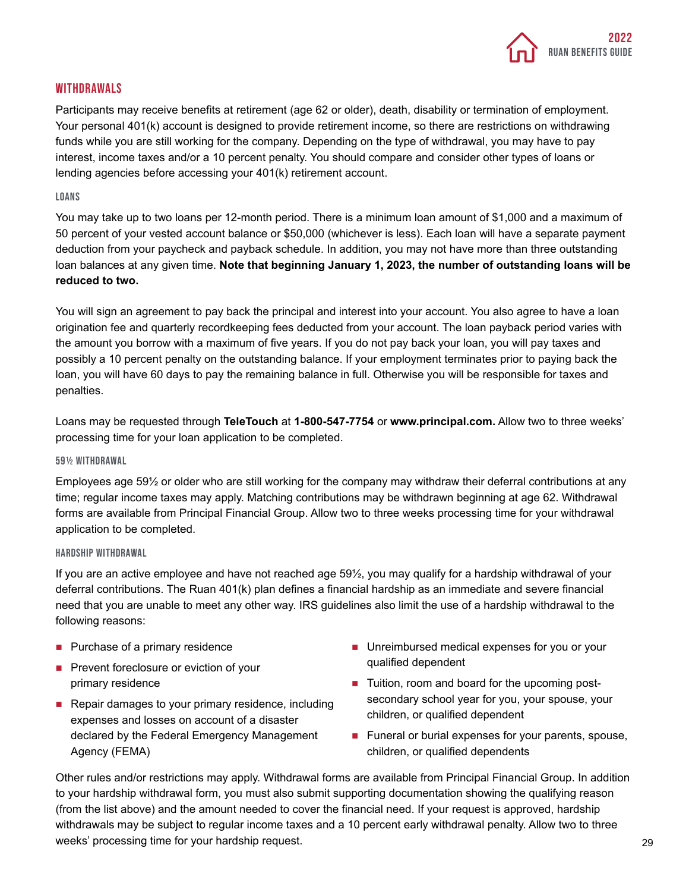## WITHDRAWALS

Participants may receive benefits at retirement (age 62 or older), death, disability or termination of employment. Your personal 401(k) account is designed to provide retirement income, so there are restrictions on withdrawing funds while you are still working for the company. Depending on the type of withdrawal, you may have to pay interest, income taxes and/or a 10 percent penalty. You should compare and consider other types of loans or lending agencies before accessing your 401(k) retirement account.

### LOANS

You may take up to two loans per 12-month period. There is a minimum loan amount of $1,000 and a maximum of 50 percent of your vested account balance or $50,000 (whichever is less). Each loan will have a separate payment deduction from your paycheck and payback schedule. In addition, you may not have more than three outstanding loan balances at any given time. **Note that beginning January 1, 2023, the number of outstanding loans will be reduced to two.**

You will sign an agreement to pay back the principal and interest into your account. You also agree to have a loan origination fee and quarterly recordkeeping fees deducted from your account. The loan payback period varies with the amount you borrow with a maximum of five years. If you do not pay back your loan, you will pay taxes and possibly a 10 percent penalty on the outstanding balance. If your employment terminates prior to paying back the loan, you will have 60 days to pay the remaining balance in full. Otherwise you will be responsible for taxes and penalties.

Loans may be requested through **TeleTouch** at **1-800-547-7754** or **www.principal.com.** Allow two to three weeks' processing time for your loan application to be completed.

### 59½ WITHDRAWAL

Employees age 59½ or older who are still working for the company may withdraw their deferral contributions at any time; regular income taxes may apply. Matching contributions may be withdrawn beginning at age 62. Withdrawal forms are available from Principal Financial Group. Allow two to three weeks processing time for your withdrawal application to be completed.

### HARDSHIP WITHDRAWAL

If you are an active employee and have not reached age 59½, you may qualify for a hardship withdrawal of your deferral contributions. The Ruan 401(k) plan defines a financial hardship as an immediate and severe financial need that you are unable to meet any other way. IRS guidelines also limit the use of a hardship withdrawal to the following reasons:

- Purchase of a primary residence
- Prevent foreclosure or eviction of your primary residence
- Repair damages to your primary residence, including expenses and losses on account of a disaster declared by the Federal Emergency Management Agency (FEMA)
- Unreimbursed medical expenses for you or your qualified dependent
- Tuition, room and board for the upcoming post-secondary school year for you, your spouse, your children, or qualified dependent
- Funeral or burial expenses for your parents, spouse, children, or qualified dependents

Other rules and/or restrictions may apply. Withdrawal forms are available from Principal Financial Group. In addition to your hardship withdrawal form, you must also submit supporting documentation showing the qualifying reason (from the list above) and the amount needed to cover the financial need. If your request is approved, hardship withdrawals may be subject to regular income taxes and a 10 percent early withdrawal penalty. Allow two to three weeks' processing time for your hardship request.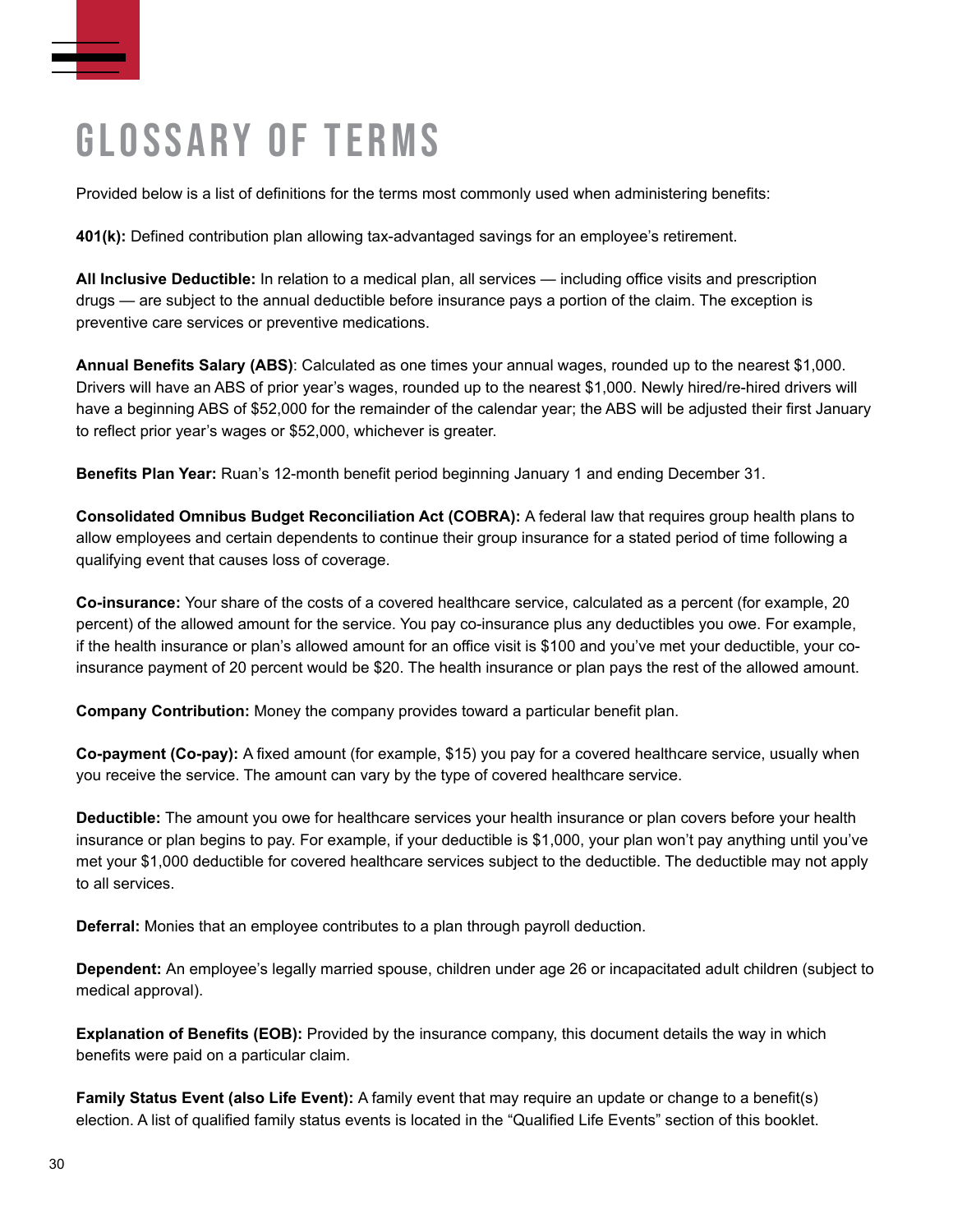# GLOSSARY OF TERMS

Provided below is a list of definitions for the terms most commonly used when administering benefits:

**401(k):** Defined contribution plan allowing tax-advantaged savings for an employee's retirement.

**All Inclusive Deductible:** In relation to a medical plan, all services — including office visits and prescription drugs — are subject to the annual deductible before insurance pays a portion of the claim. The exception is preventive care services or preventive medications.

**Annual Benefits Salary (ABS)**: Calculated as one times your annual wages, rounded up to the nearest $1,000. Drivers will have an ABS of prior year's wages, rounded up to the nearest $1,000. Newly hired/re-hired drivers will have a beginning ABS of $52,000 for the remainder of the calendar year; the ABS will be adjusted their first January to reflect prior year's wages or $52,000, whichever is greater.

**Benefits Plan Year:** Ruan's 12-month benefit period beginning January 1 and ending December 31.

**Consolidated Omnibus Budget Reconciliation Act (COBRA):** A federal law that requires group health plans to allow employees and certain dependents to continue their group insurance for a stated period of time following a qualifying event that causes loss of coverage.

**Co-insurance:** Your share of the costs of a covered healthcare service, calculated as a percent (for example, 20 percent) of the allowed amount for the service. You pay co-insurance plus any deductibles you owe. For example, if the health insurance or plan's allowed amount for an office visit is $100 and you've met your deductible, your co-insurance payment of 20 percent would be $20. The health insurance or plan pays the rest of the allowed amount.

**Company Contribution:** Money the company provides toward a particular benefit plan.

**Co-payment (Co-pay):** A fixed amount (for example, $15) you pay for a covered healthcare service, usually when you receive the service. The amount can vary by the type of covered healthcare service.

**Deductible:** The amount you owe for healthcare services your health insurance or plan covers before your health insurance or plan begins to pay. For example, if your deductible is $1,000, your plan won't pay anything until you've met your $1,000 deductible for covered healthcare services subject to the deductible. The deductible may not apply to all services.

**Deferral:** Monies that an employee contributes to a plan through payroll deduction.

**Dependent:** An employee's legally married spouse, children under age 26 or incapacitated adult children (subject to medical approval).

**Explanation of Benefits (EOB):** Provided by the insurance company, this document details the way in which benefits were paid on a particular claim.

**Family Status Event (also Life Event):** A family event that may require an update or change to a benefit(s) election. A list of qualified family status events is located in the "Qualified Life Events" section of this booklet.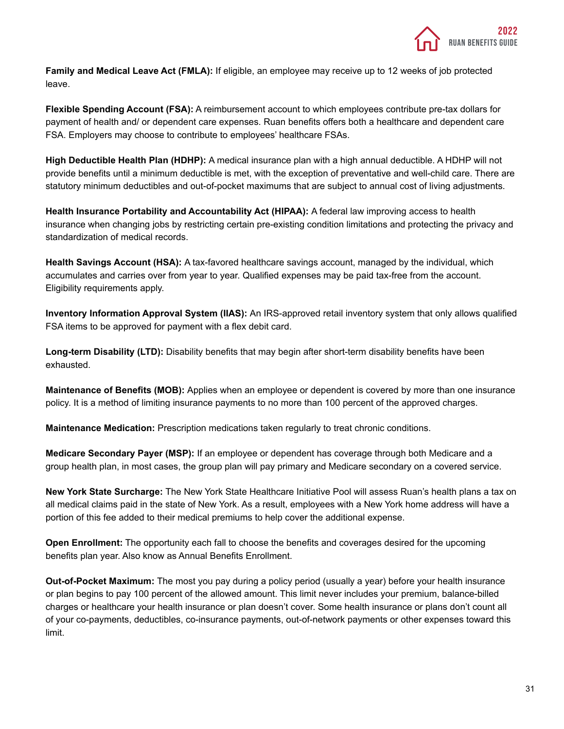**Family and Medical Leave Act (FMLA):** If eligible, an employee may receive up to 12 weeks of job protected leave.

**Flexible Spending Account (FSA):** A reimbursement account to which employees contribute pre-tax dollars for payment of health and/ or dependent care expenses. Ruan benefits offers both a healthcare and dependent care FSA. Employers may choose to contribute to employees' healthcare FSAs.

**High Deductible Health Plan (HDHP):** A medical insurance plan with a high annual deductible. A HDHP will not provide benefits until a minimum deductible is met, with the exception of preventative and well-child care. There are statutory minimum deductibles and out-of-pocket maximums that are subject to annual cost of living adjustments.

**Health Insurance Portability and Accountability Act (HIPAA):** A federal law improving access to health insurance when changing jobs by restricting certain pre-existing condition limitations and protecting the privacy and standardization of medical records.

**Health Savings Account (HSA):** A tax-favored healthcare savings account, managed by the individual, which accumulates and carries over from year to year. Qualified expenses may be paid tax-free from the account. Eligibility requirements apply.

**Inventory Information Approval System (IIAS):** An IRS-approved retail inventory system that only allows qualified FSA items to be approved for payment with a flex debit card.

**Long-term Disability (LTD):** Disability benefits that may begin after short-term disability benefits have been exhausted.

**Maintenance of Benefits (MOB):** Applies when an employee or dependent is covered by more than one insurance policy. It is a method of limiting insurance payments to no more than 100 percent of the approved charges.

**Maintenance Medication:** Prescription medications taken regularly to treat chronic conditions.

**Medicare Secondary Payer (MSP):** If an employee or dependent has coverage through both Medicare and a group health plan, in most cases, the group plan will pay primary and Medicare secondary on a covered service.

**New York State Surcharge:** The New York State Healthcare Initiative Pool will assess Ruan's health plans a tax on all medical claims paid in the state of New York. As a result, employees with a New York home address will have a portion of this fee added to their medical premiums to help cover the additional expense.

**Open Enrollment:** The opportunity each fall to choose the benefits and coverages desired for the upcoming benefits plan year. Also know as Annual Benefits Enrollment.

**Out-of-Pocket Maximum:** The most you pay during a policy period (usually a year) before your health insurance or plan begins to pay 100 percent of the allowed amount. This limit never includes your premium, balance-billed charges or healthcare your health insurance or plan doesn't cover. Some health insurance or plans don't count all of your co-payments, deductibles, co-insurance payments, out-of-network payments or other expenses toward this limit.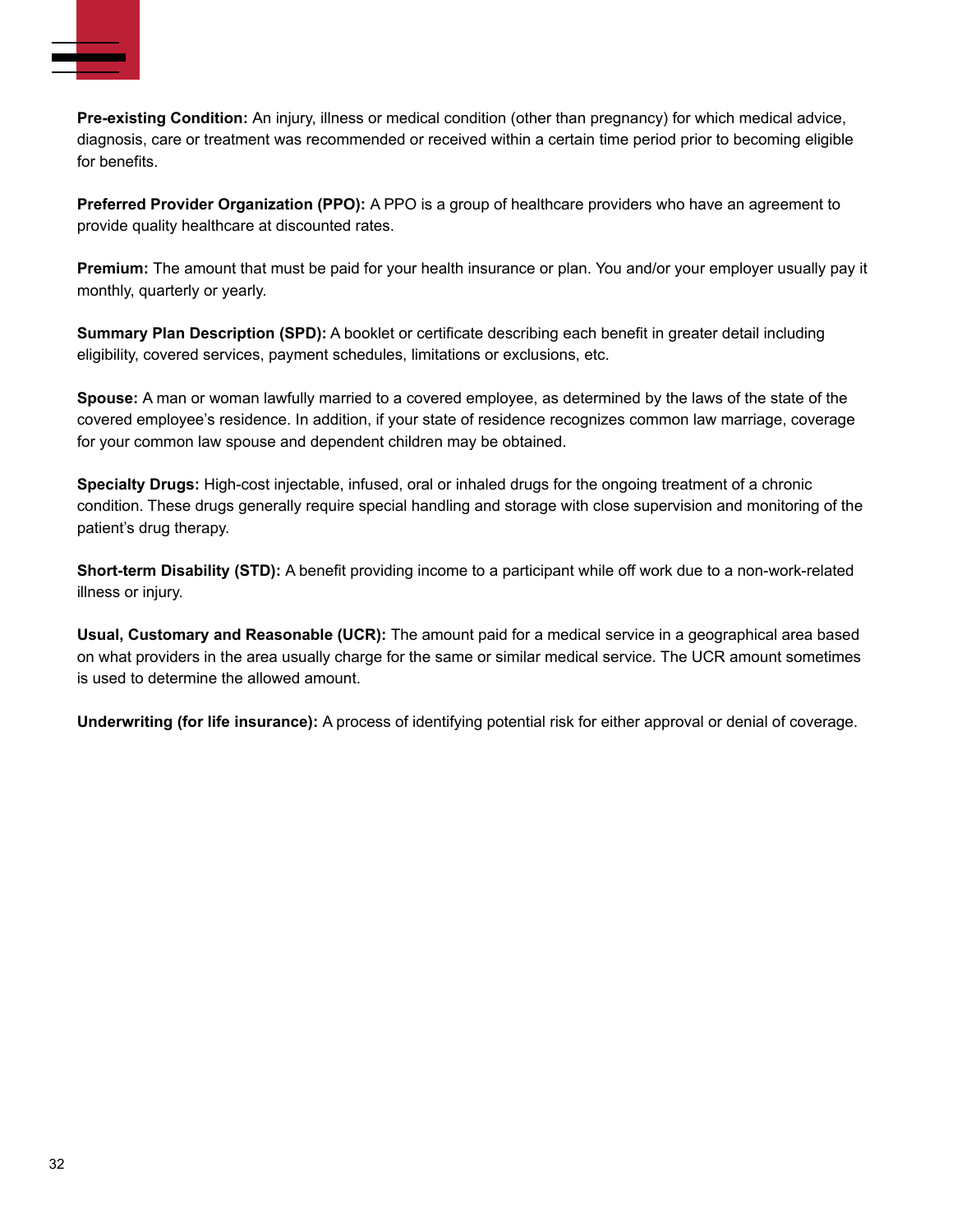**Pre-existing Condition:** An injury, illness or medical condition (other than pregnancy) for which medical advice, diagnosis, care or treatment was recommended or received within a certain time period prior to becoming eligible for benefits.

**Preferred Provider Organization (PPO):** A PPO is a group of healthcare providers who have an agreement to provide quality healthcare at discounted rates.

**Premium:** The amount that must be paid for your health insurance or plan. You and/or your employer usually pay it monthly, quarterly or yearly.

**Summary Plan Description (SPD):** A booklet or certificate describing each benefit in greater detail including eligibility, covered services, payment schedules, limitations or exclusions, etc.

**Spouse:** A man or woman lawfully married to a covered employee, as determined by the laws of the state of the covered employee's residence. In addition, if your state of residence recognizes common law marriage, coverage for your common law spouse and dependent children may be obtained.

**Specialty Drugs:** High-cost injectable, infused, oral or inhaled drugs for the ongoing treatment of a chronic condition. These drugs generally require special handling and storage with close supervision and monitoring of the patient's drug therapy.

**Short-term Disability (STD):** A benefit providing income to a participant while off work due to a non-work-related illness or injury.

**Usual, Customary and Reasonable (UCR):** The amount paid for a medical service in a geographical area based on what providers in the area usually charge for the same or similar medical service. The UCR amount sometimes is used to determine the allowed amount.

**Underwriting (for life insurance):** A process of identifying potential risk for either approval or denial of coverage.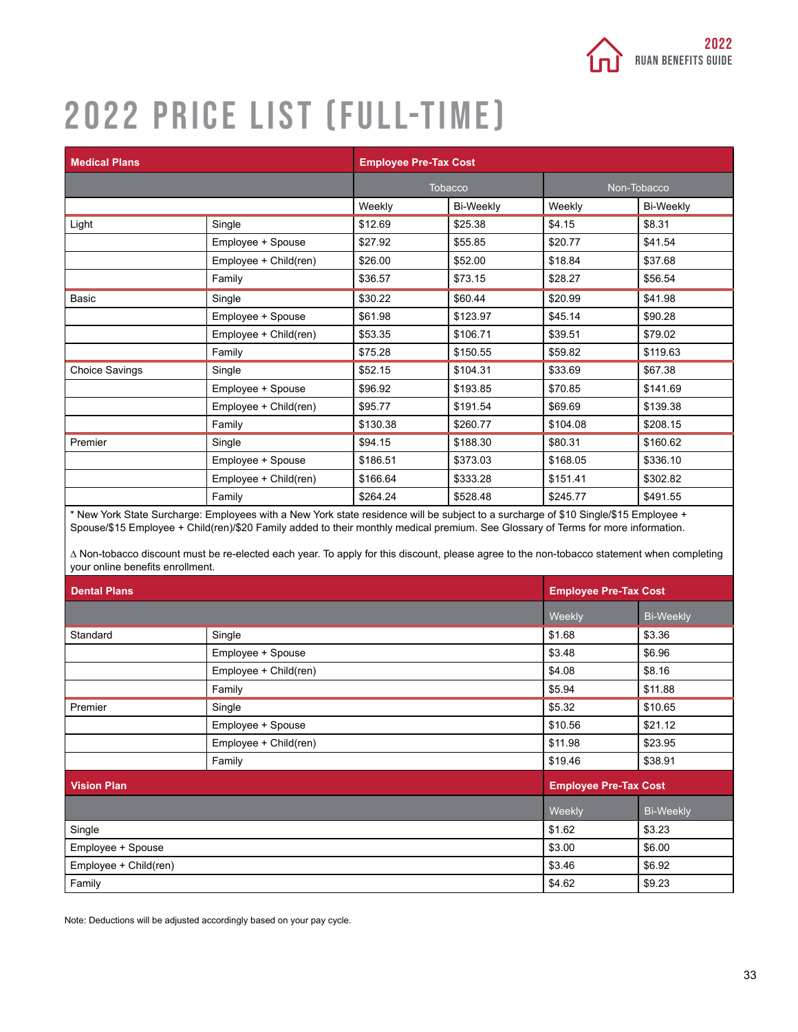# 2022 PRICE LIST (FULL-TIME)

| Medical Plans | | Employee Pre-Tax Cost | | | |
|---|---|---|---|---|---|
| | | Tobacco | | Non-Tobacco | |
| | | Weekly | Bi-Weekly | Weekly | Bi-Weekly |
| Light | Single | $12.69 | $25.38 | $4.15 | $8.31 |
| | Employee + Spouse | $27.92 | $55.85 | $20.77 | $41.54 |
| | Employee + Child(ren) | $26.00 | $52.00 | $18.84 | $37.68 |
| | Family | $36.57 | $73.15 | $28.27 | $56.54 |
| Basic | Single | $30.22 | $60.44 | $20.99 | $41.98 |
| | Employee + Spouse | $61.98 | $123.97 | $45.14 | $90.28 |
| | Employee + Child(ren) | $53.35 | $106.71 | $39.51 | $79.02 |
| | Family | $75.28 | $150.55 | $59.82 | $119.63 |
| Choice Savings | Single | $52.15 | $104.31 | $33.69 | $67.38 |
| | Employee + Spouse | $96.92 | $193.85 | $70.85 | $141.69 |
| | Employee + Child(ren) | $95.77 | $191.54 | $69.69 | $139.38 |
| | Family | $130.38 | $260.77 | $104.08 | $208.15 |
| Premier | Single | $94.15 | $188.30 | $80.31 | $160.62 |
| | Employee + Spouse | $186.51 | $373.03 | $168.05 | $336.10 |
| | Employee + Child(ren) | $166.64 | $333.28 | $151.41 | $302.82 |
| | Family | $264.24 | $528.48 | $245.77 | $491.55 |

* New York State Surcharge: Employees with a New York state residence will be subject to a surcharge of $10 Single/$15 Employee + Spouse/$15 Employee + Child(ren)/$20 Family added to their monthly medical premium. See Glossary of Terms for more information.

∆ Non-tobacco discount must be re-elected each year. To apply for this discount, please agree to the non-tobacco statement when completing your online benefits enrollment.

| Dental Plans | | Employee Pre-Tax Cost | |
|---|---|---|---|
| | | Weekly | Bi-Weekly |
| Standard | Single | $1.68 | $3.36 |
| | Employee + Spouse | $3.48 | $6.96 |
| | Employee + Child(ren) | $4.08 | $8.16 |
| | Family | $5.94 | $11.88 |
| Premier | Single | $5.32 | $10.65 |
| | Employee + Spouse | $10.56 | $21.12 |
| | Employee + Child(ren) | $11.98 | $23.95 |
| | Family | $19.46 | $38.91 |

| Vision Plan | Employee Pre-Tax Cost | |
|---|---|---|
| | Weekly | Bi-Weekly |
| Single | $1.62 | $3.23 |
| Employee + Spouse | $3.00 | $6.00 |
| Employee + Child(ren) | $3.46 | $6.92 |
| Family | $4.62 | $9.23 |

Note: Deductions will be adjusted accordingly based on your pay cycle.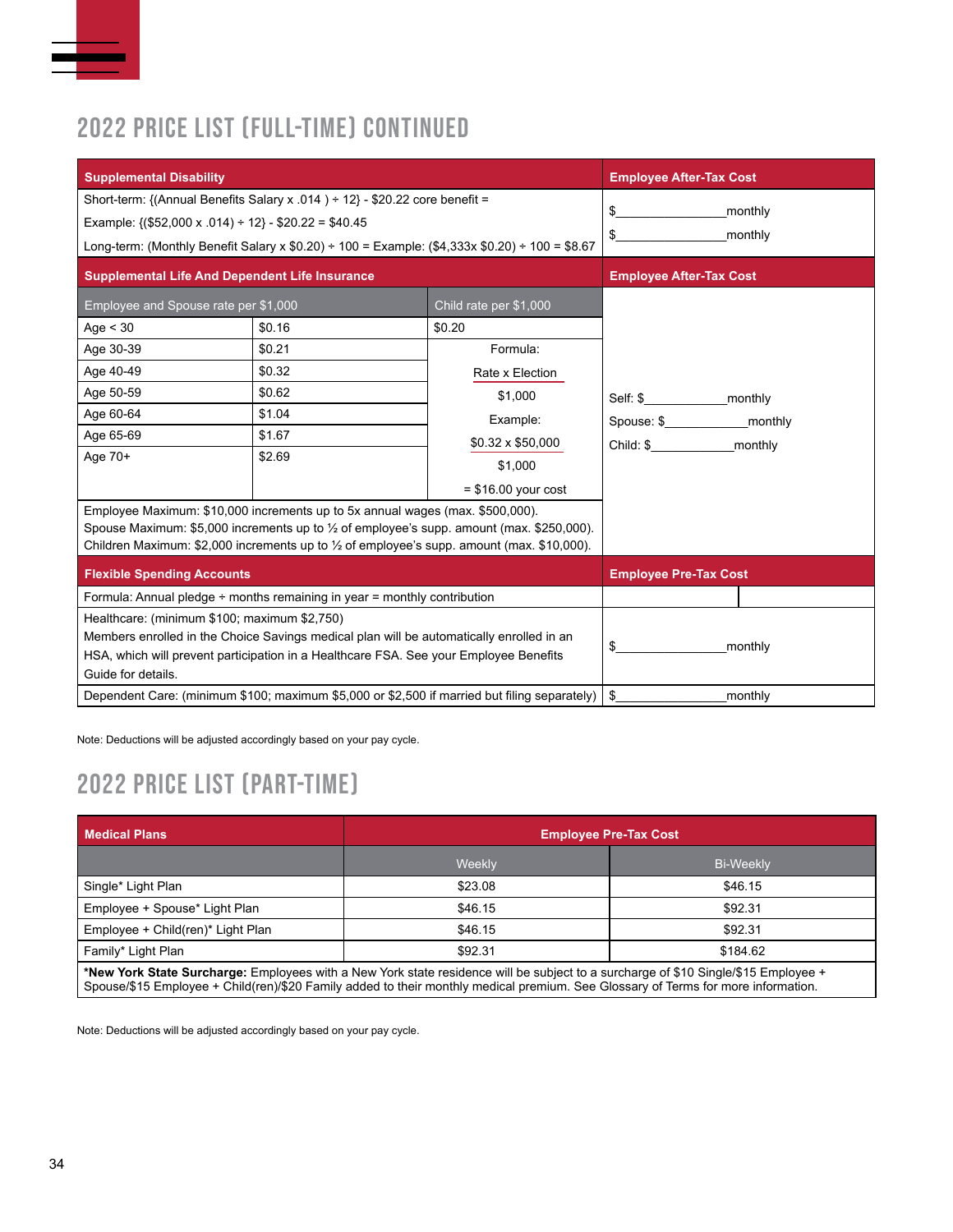## 2022 PRICE LIST (FULL-TIME) CONTINUED

| Supplemental Disability | Employee After-Tax Cost |
|---|---|
| Short-term: {(Annual Benefits Salary x .014 ) ÷ 12} - $20.22 core benefit = | $_______________monthly |
| Example: {($52,000 x .014) ÷ 12} - $20.22 = $40.45 | |
| Long-term: (Monthly Benefit Salary x $0.20) ÷ 100 = Example: ($4,333x $0.20) ÷ 100 = $8.67 | $_______________monthly |

| Supplemental Life And Dependent Life Insurance | | | Employee After-Tax Cost |
|---|---|---|---|
| Employee and Spouse rate per $1,000 | | Child rate per $1,000 | |
| Age < 30 | $0.16 | $0.20 | Self: $____________monthly |
| Age 30-39 | $0.21 | Formula: | Spouse: $____________monthly |
| Age 40-49 | $0.32 | Rate x Election / $1,000 | Child: $____________monthly |
| Age 50-59 | $0.62 | | |
| Age 60-64 | $1.04 | Example: | |
| Age 65-69 | $1.67 | $0.32 x $50,000 / $1,000 | |
| Age 70+ | $2.69 | = $16.00 your cost | |
| Employee Maximum: $10,000 increments up to 5x annual wages (max. $500,000). Spouse Maximum: $5,000 increments up to ½ of employee's supp. amount (max. $250,000). Children Maximum: $2,000 increments up to ½ of employee's supp. amount (max. $10,000). | | | |

| Flexible Spending Accounts | Employee Pre-Tax Cost |
|---|---|
| Formula: Annual pledge ÷ months remaining in year = monthly contribution | |
| Healthcare: (minimum $100; maximum $2,750) Members enrolled in the Choice Savings medical plan will be automatically enrolled in an HSA, which will prevent participation in a Healthcare FSA. See your Employee Benefits Guide for details. | $_______________monthly |
| Dependent Care: (minimum $100; maximum $5,000 or $2,500 if married but filing separately) | $_______________monthly |

Note: Deductions will be adjusted accordingly based on your pay cycle.

## 2022 PRICE LIST (PART-TIME)

| Medical Plans | Employee Pre-Tax Cost | |
|---|---|---|
| | Weekly | Bi-Weekly |
| Single* Light Plan | $23.08 | $46.15 |
| Employee + Spouse* Light Plan | $46.15 | $92.31 |
| Employee + Child(ren)* Light Plan | $46.15 | $92.31 |
| Family* Light Plan | $92.31 | $184.62 |

***New York State Surcharge:** Employees with a New York state residence will be subject to a surcharge of $10 Single/$15 Employee + Spouse/$15 Employee + Child(ren)/$20 Family added to their monthly medical premium. See Glossary of Terms for more information.

Note: Deductions will be adjusted accordingly based on your pay cycle.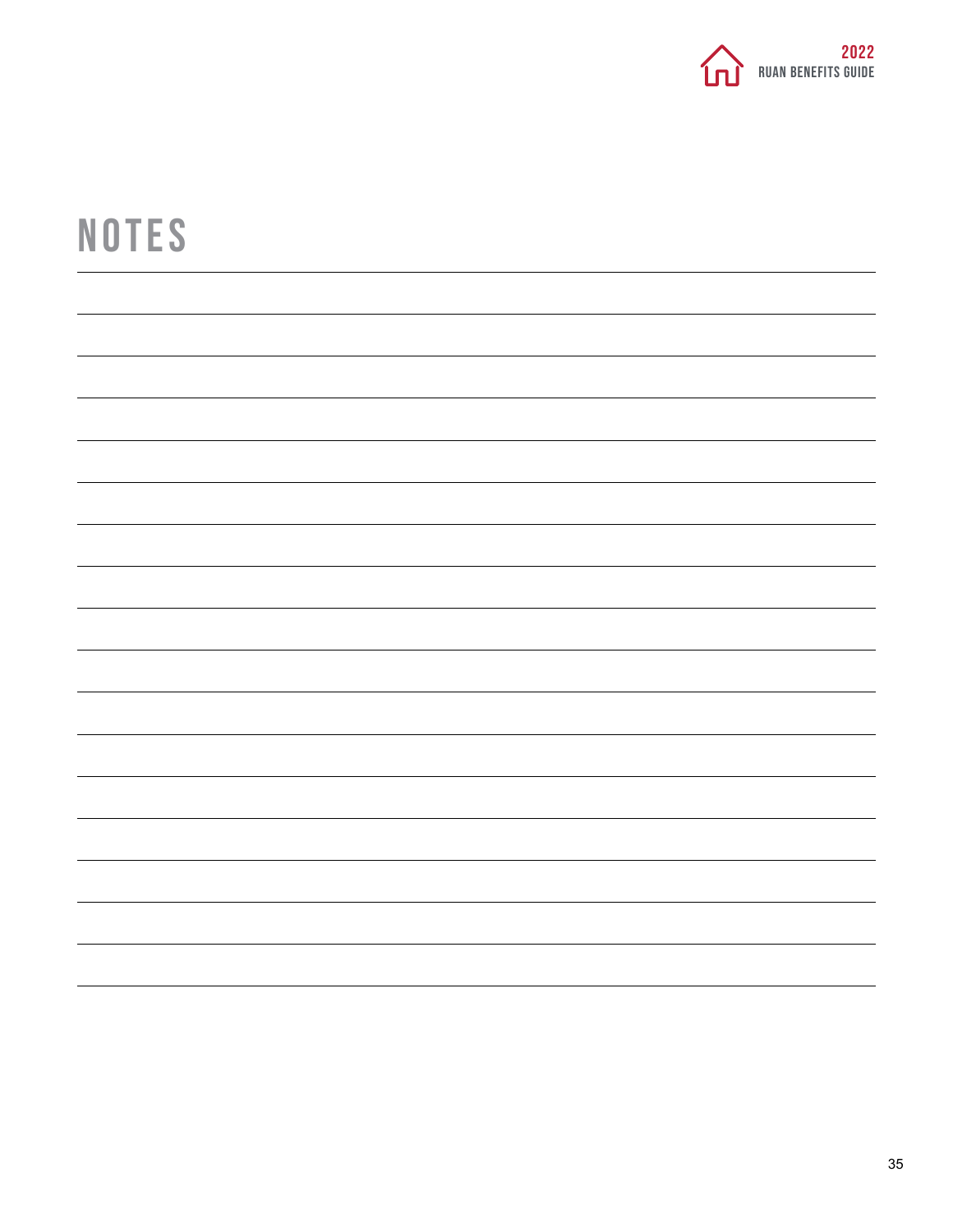# NOTES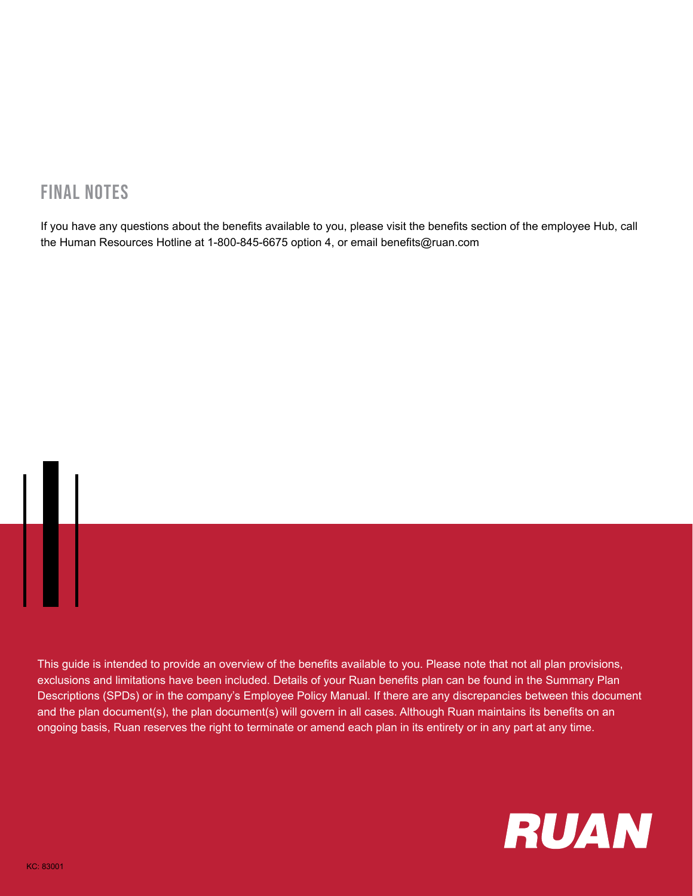## FINAL NOTES

If you have any questions about the benefits available to you, please visit the benefits section of the employee Hub, call the Human Resources Hotline at 1-800-845-6675 option 4, or email benefits@ruan.com

This guide is intended to provide an overview of the benefits available to you. Please note that not all plan provisions, exclusions and limitations have been included. Details of your Ruan benefits plan can be found in the Summary Plan Descriptions (SPDs) or in the company's Employee Policy Manual. If there are any discrepancies between this document and the plan document(s), the plan document(s) will govern in all cases. Although Ruan maintains its benefits on an ongoing basis, Ruan reserves the right to terminate or amend each plan in its entirety or in any part at any time.

RUAN

KC: 83001